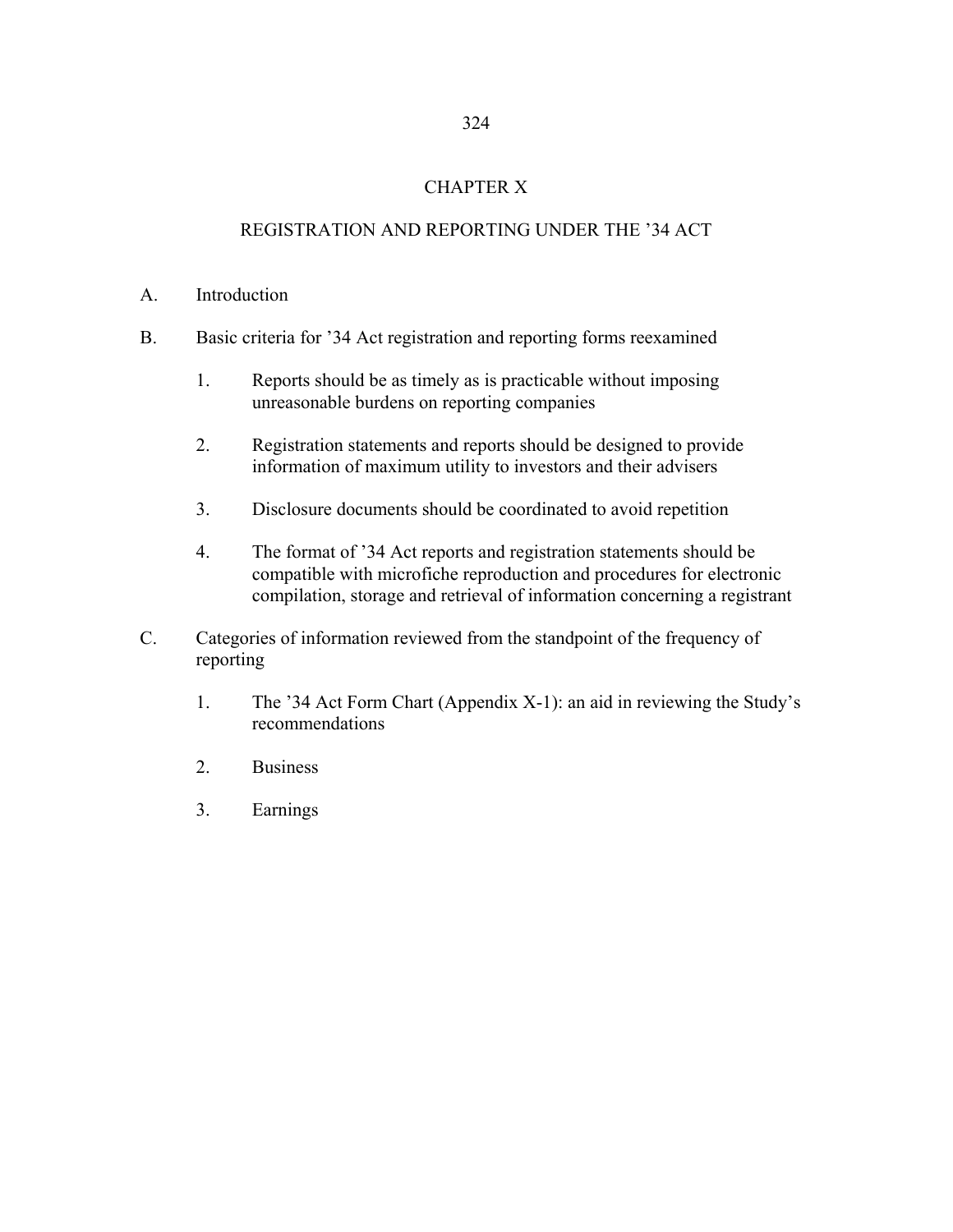# CHAPTER X

## REGISTRATION AND REPORTING UNDER THE ’34 ACT

A. Introduction

B. Basic criteria for ’34 Act registration and reporting forms reexamined

1. Reports should be as timely as is practicable without imposing unreasonable burdens on reporting companies

2. Registration statements and reports should be designed to provide information of maximum utility to investors and their advisers

3. Disclosure documents should be coordinated to avoid repetition

4. The format of ’34 Act reports and registration statements should be compatible with microfiche reproduction and procedures for electronic compilation, storage and retrieval of information concerning a registrant

C. Categories of information reviewed from the standpoint of the frequency of reporting

1. The ’34 Act Form Chart (Appendix X-1): an aid in reviewing the Study’s recommendations

2. Business

3. Earnings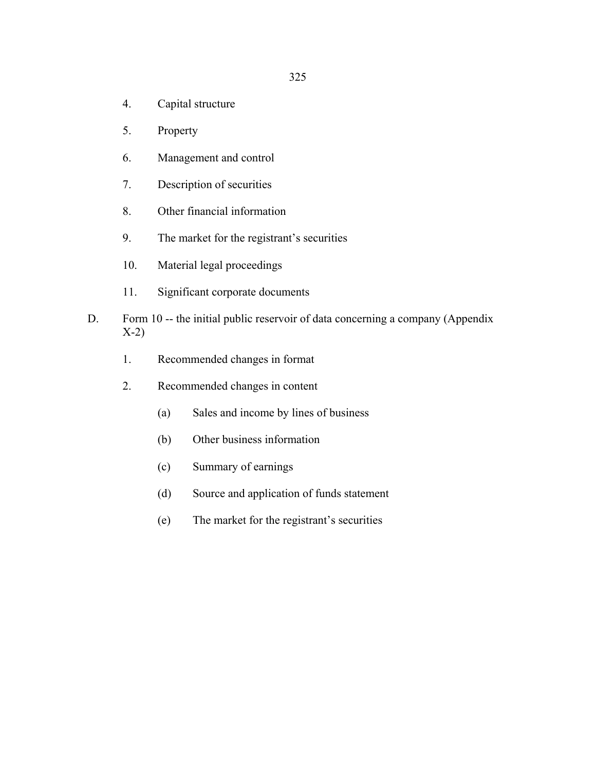4. Capital structure

5. Property

6. Management and control

7. Description of securities

8. Other financial information

9. The market for the registrant's securities

10. Material legal proceedings

11. Significant corporate documents

D. Form 10 -- the initial public reservoir of data concerning a company (Appendix X-2)

   1. Recommended changes in format

   2. Recommended changes in content

      (a) Sales and income by lines of business

      (b) Other business information

      (c) Summary of earnings

      (d) Source and application of funds statement

      (e) The market for the registrant's securities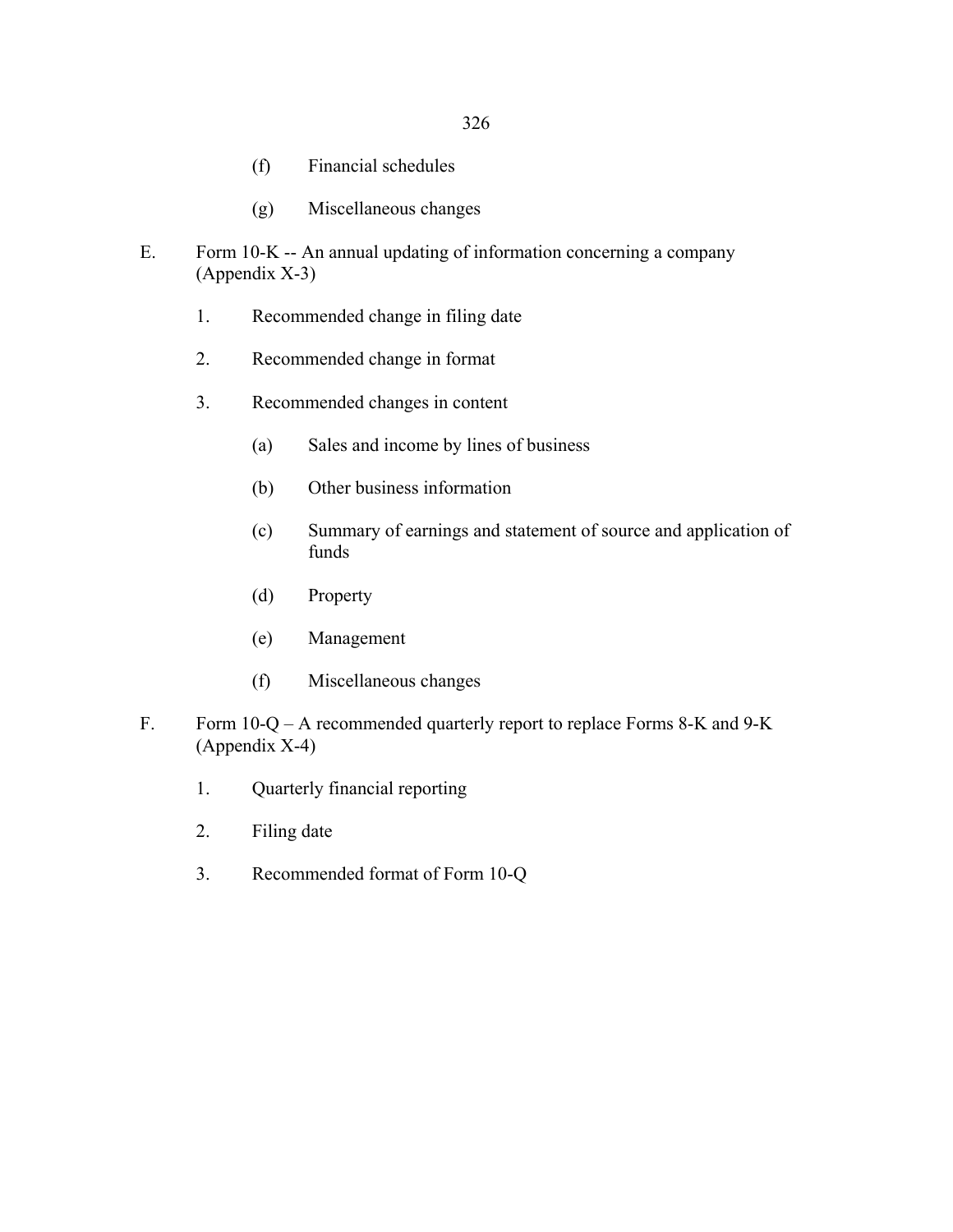(f) Financial schedules

(g) Miscellaneous changes

E. Form 10-K -- An annual updating of information concerning a company (Appendix X-3)

1. Recommended change in filing date

2. Recommended change in format

3. Recommended changes in content

   (a) Sales and income by lines of business

   (b) Other business information

   (c) Summary of earnings and statement of source and application of funds

   (d) Property

   (e) Management

   (f) Miscellaneous changes

F. Form 10-Q – A recommended quarterly report to replace Forms 8-K and 9-K (Appendix X-4)

1. Quarterly financial reporting

2. Filing date

3. Recommended format of Form 10-Q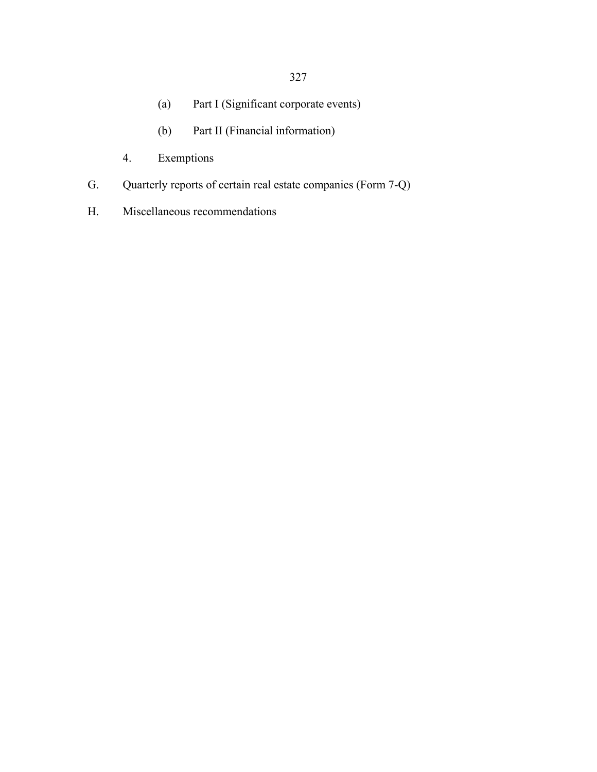(a) Part I (Significant corporate events)

(b) Part II (Financial information)

4. Exemptions

G. Quarterly reports of certain real estate companies (Form 7-Q)

H. Miscellaneous recommendations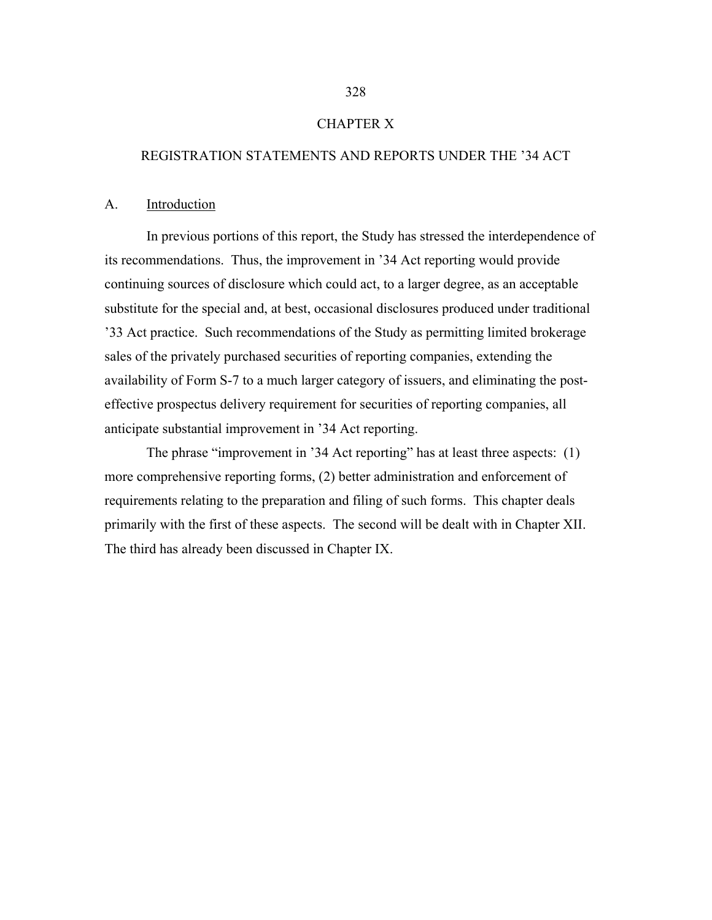# CHAPTER X

## REGISTRATION STATEMENTS AND REPORTS UNDER THE '34 ACT

### A. Introduction

In previous portions of this report, the Study has stressed the interdependence of its recommendations. Thus, the improvement in '34 Act reporting would provide continuing sources of disclosure which could act, to a larger degree, as an acceptable substitute for the special and, at best, occasional disclosures produced under traditional '33 Act practice. Such recommendations of the Study as permitting limited brokerage sales of the privately purchased securities of reporting companies, extending the availability of Form S-7 to a much larger category of issuers, and eliminating the post-effective prospectus delivery requirement for securities of reporting companies, all anticipate substantial improvement in '34 Act reporting.

The phrase "improvement in '34 Act reporting" has at least three aspects: (1) more comprehensive reporting forms, (2) better administration and enforcement of requirements relating to the preparation and filing of such forms. This chapter deals primarily with the first of these aspects. The second will be dealt with in Chapter XII. The third has already been discussed in Chapter IX.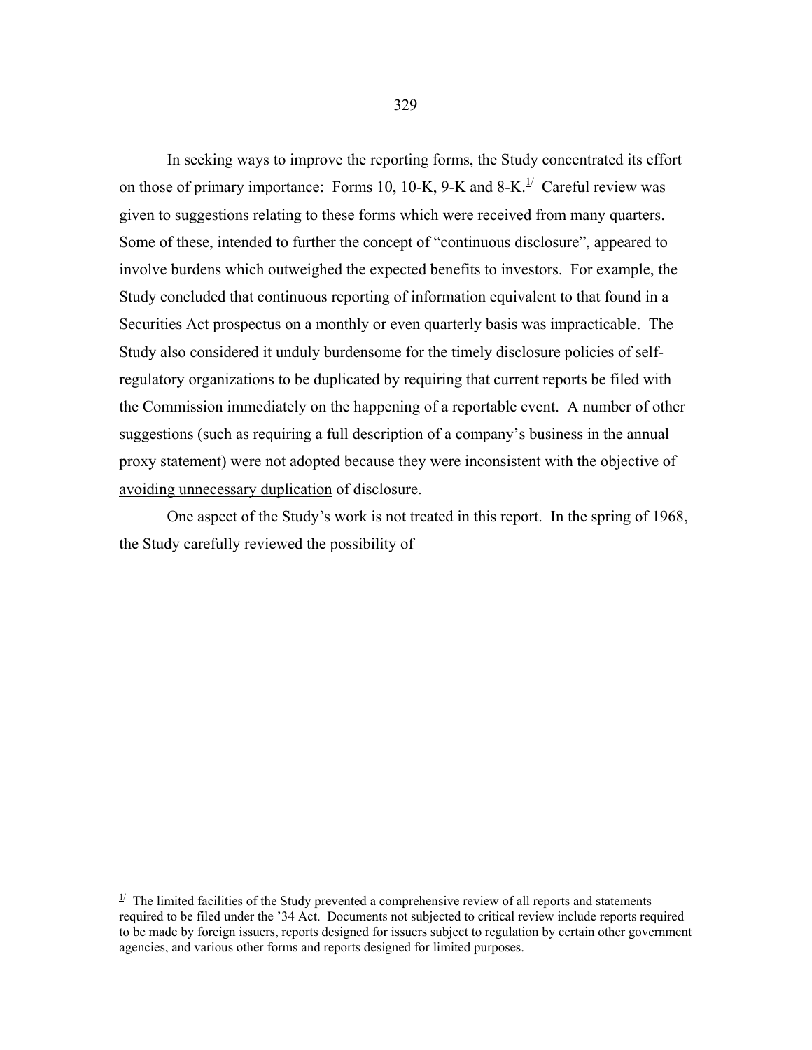In seeking ways to improve the reporting forms, the Study concentrated its effort on those of primary importance: Forms 10, 10-K, 9-K and 8-K.[1/] Careful review was given to suggestions relating to these forms which were received from many quarters. Some of these, intended to further the concept of "continuous disclosure", appeared to involve burdens which outweighed the expected benefits to investors. For example, the Study concluded that continuous reporting of information equivalent to that found in a Securities Act prospectus on a monthly or even quarterly basis was impracticable. The Study also considered it unduly burdensome for the timely disclosure policies of self-regulatory organizations to be duplicated by requiring that current reports be filed with the Commission immediately on the happening of a reportable event. A number of other suggestions (such as requiring a full description of a company's business in the annual proxy statement) were not adopted because they were inconsistent with the objective of <u>avoiding unnecessary duplication</u> of disclosure.

One aspect of the Study's work is not treated in this report. In the spring of 1968, the Study carefully reviewed the possibility of

---

[1/] The limited facilities of the Study prevented a comprehensive review of all reports and statements required to be filed under the '34 Act. Documents not subjected to critical review include reports required to be made by foreign issuers, reports designed for issuers subject to regulation by certain other government agencies, and various other forms and reports designed for limited purposes.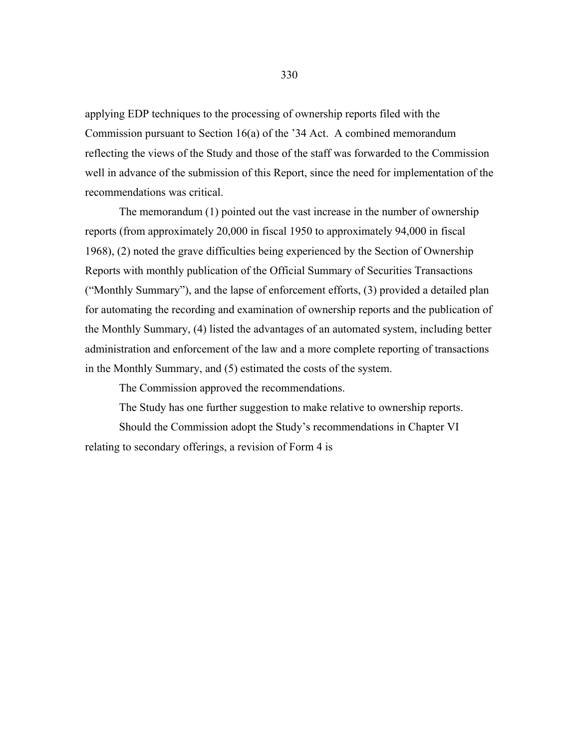applying EDP techniques to the processing of ownership reports filed with the Commission pursuant to Section 16(a) of the '34 Act. A combined memorandum reflecting the views of the Study and those of the staff was forwarded to the Commission well in advance of the submission of this Report, since the need for implementation of the recommendations was critical.

The memorandum (1) pointed out the vast increase in the number of ownership reports (from approximately 20,000 in fiscal 1950 to approximately 94,000 in fiscal 1968), (2) noted the grave difficulties being experienced by the Section of Ownership Reports with monthly publication of the Official Summary of Securities Transactions ("Monthly Summary"), and the lapse of enforcement efforts, (3) provided a detailed plan for automating the recording and examination of ownership reports and the publication of the Monthly Summary, (4) listed the advantages of an automated system, including better administration and enforcement of the law and a more complete reporting of transactions in the Monthly Summary, and (5) estimated the costs of the system.

The Commission approved the recommendations.

The Study has one further suggestion to make relative to ownership reports.

Should the Commission adopt the Study's recommendations in Chapter VI relating to secondary offerings, a revision of Form 4 is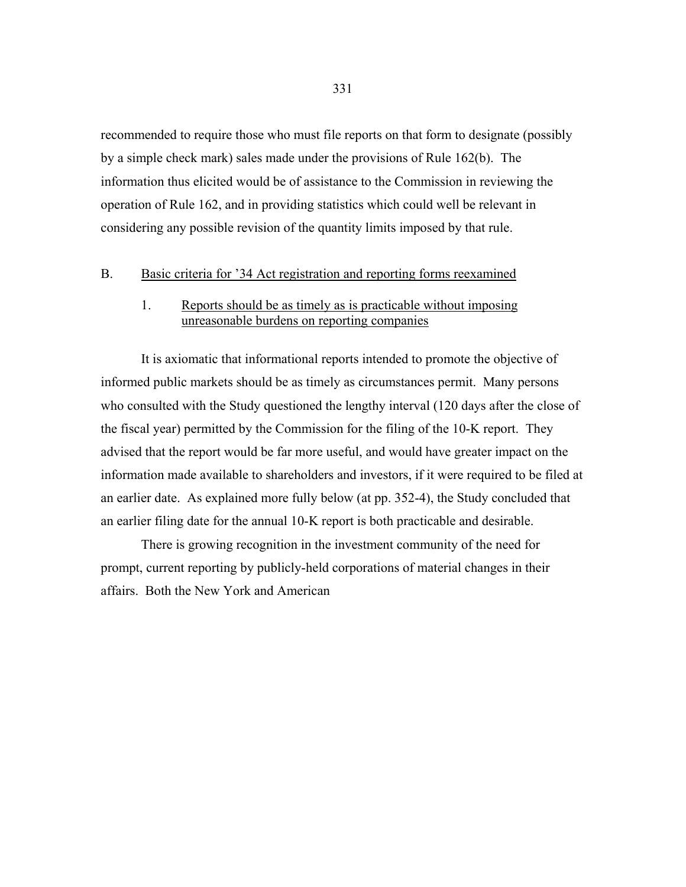recommended to require those who must file reports on that form to designate (possibly by a simple check mark) sales made under the provisions of Rule 162(b). The information thus elicited would be of assistance to the Commission in reviewing the operation of Rule 162, and in providing statistics which could well be relevant in considering any possible revision of the quantity limits imposed by that rule.

## B. Basic criteria for '34 Act registration and reporting forms reexamined

### 1. Reports should be as timely as is practicable without imposing unreasonable burdens on reporting companies

It is axiomatic that informational reports intended to promote the objective of informed public markets should be as timely as circumstances permit. Many persons who consulted with the Study questioned the lengthy interval (120 days after the close of the fiscal year) permitted by the Commission for the filing of the 10-K report. They advised that the report would be far more useful, and would have greater impact on the information made available to shareholders and investors, if it were required to be filed at an earlier date. As explained more fully below (at pp. 352-4), the Study concluded that an earlier filing date for the annual 10-K report is both practicable and desirable.

There is growing recognition in the investment community of the need for prompt, current reporting by publicly-held corporations of material changes in their affairs. Both the New York and American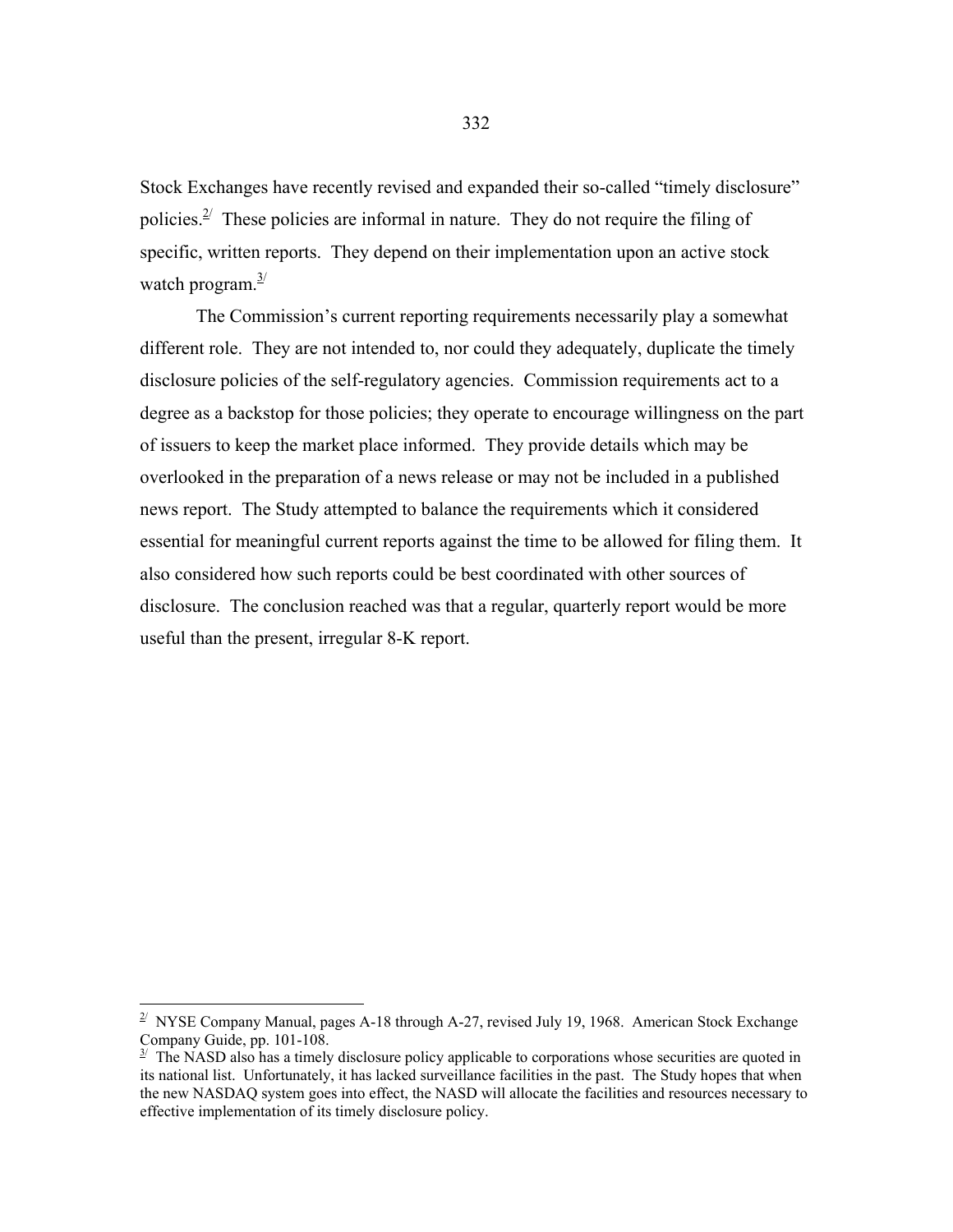Stock Exchanges have recently revised and expanded their so-called "timely disclosure" policies.[2] These policies are informal in nature. They do not require the filing of specific, written reports. They depend on their implementation upon an active stock watch program.[3]

The Commission's current reporting requirements necessarily play a somewhat different role. They are not intended to, nor could they adequately, duplicate the timely disclosure policies of the self-regulatory agencies. Commission requirements act to a degree as a backstop for those policies; they operate to encourage willingness on the part of issuers to keep the market place informed. They provide details which may be overlooked in the preparation of a news release or may not be included in a published news report. The Study attempted to balance the requirements which it considered essential for meaningful current reports against the time to be allowed for filing them. It also considered how such reports could be best coordinated with other sources of disclosure. The conclusion reached was that a regular, quarterly report would be more useful than the present, irregular 8-K report.

---

[2] NYSE Company Manual, pages A-18 through A-27, revised July 19, 1968. American Stock Exchange Company Guide, pp. 101-108.

[3] The NASD also has a timely disclosure policy applicable to corporations whose securities are quoted in its national list. Unfortunately, it has lacked surveillance facilities in the past. The Study hopes that when the new NASDAQ system goes into effect, the NASD will allocate the facilities and resources necessary to effective implementation of its timely disclosure policy.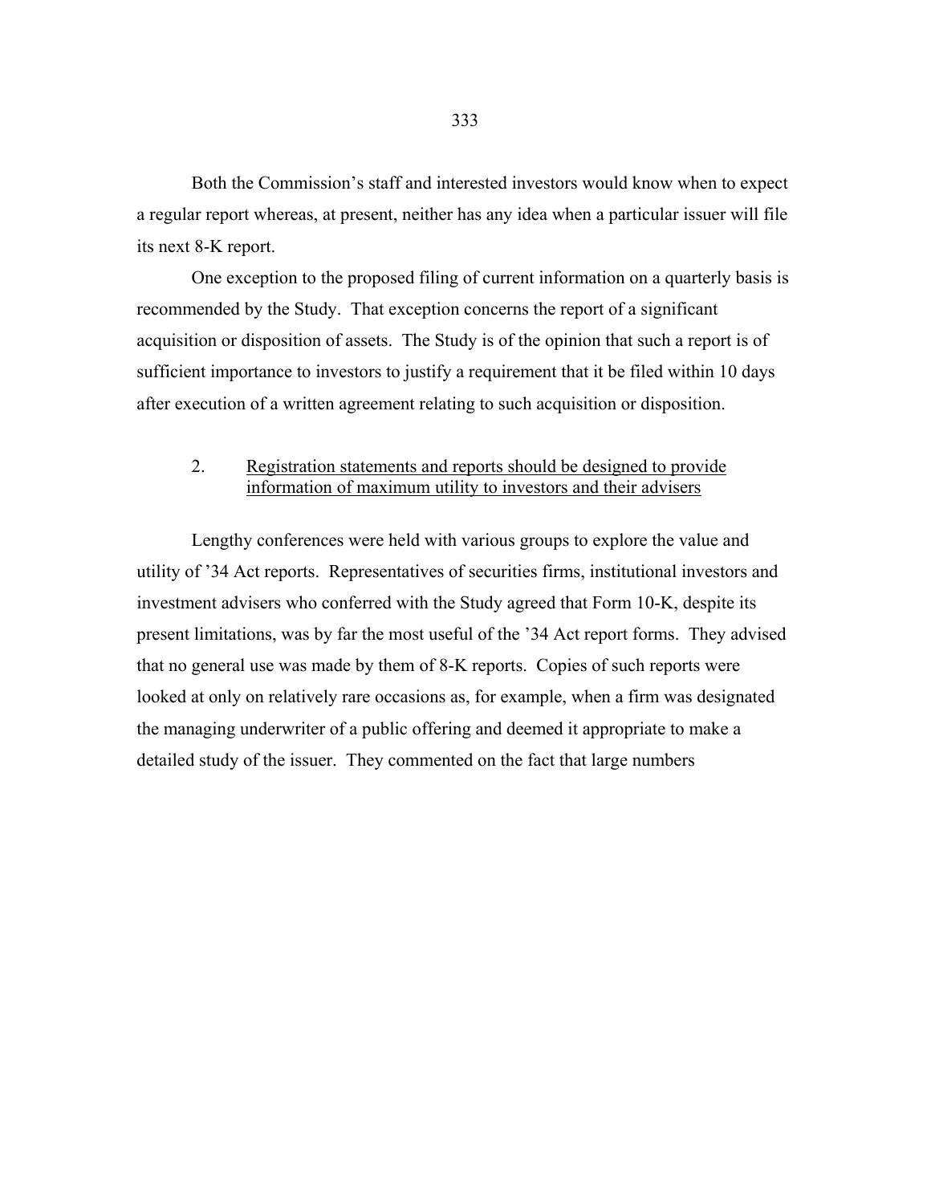Both the Commission's staff and interested investors would know when to expect a regular report whereas, at present, neither has any idea when a particular issuer will file its next 8-K report.

One exception to the proposed filing of current information on a quarterly basis is recommended by the Study. That exception concerns the report of a significant acquisition or disposition of assets. The Study is of the opinion that such a report is of sufficient importance to investors to justify a requirement that it be filed within 10 days after execution of a written agreement relating to such acquisition or disposition.

### 2. Registration statements and reports should be designed to provide information of maximum utility to investors and their advisers

Lengthy conferences were held with various groups to explore the value and utility of '34 Act reports. Representatives of securities firms, institutional investors and investment advisers who conferred with the Study agreed that Form 10-K, despite its present limitations, was by far the most useful of the '34 Act report forms. They advised that no general use was made by them of 8-K reports. Copies of such reports were looked at only on relatively rare occasions as, for example, when a firm was designated the managing underwriter of a public offering and deemed it appropriate to make a detailed study of the issuer. They commented on the fact that large numbers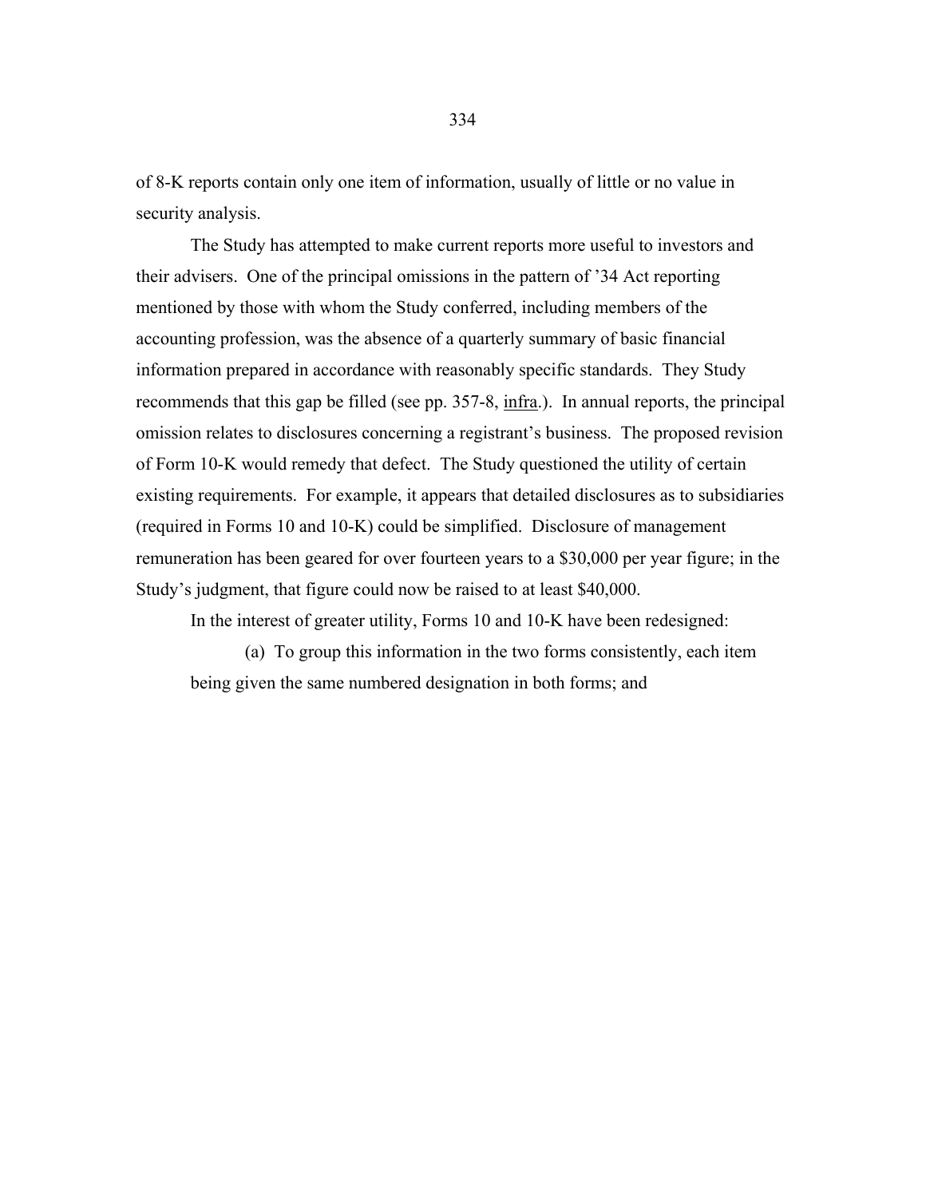of 8-K reports contain only one item of information, usually of little or no value in security analysis.

The Study has attempted to make current reports more useful to investors and their advisers. One of the principal omissions in the pattern of '34 Act reporting mentioned by those with whom the Study conferred, including members of the accounting profession, was the absence of a quarterly summary of basic financial information prepared in accordance with reasonably specific standards. They Study recommends that this gap be filled (see pp. 357-8, infra.). In annual reports, the principal omission relates to disclosures concerning a registrant's business. The proposed revision of Form 10-K would remedy that defect. The Study questioned the utility of certain existing requirements. For example, it appears that detailed disclosures as to subsidiaries (required in Forms 10 and 10-K) could be simplified. Disclosure of management remuneration has been geared for over fourteen years to a $30,000 per year figure; in the Study's judgment, that figure could now be raised to at least $40,000.

In the interest of greater utility, Forms 10 and 10-K have been redesigned:

(a) To group this information in the two forms consistently, each item being given the same numbered designation in both forms; and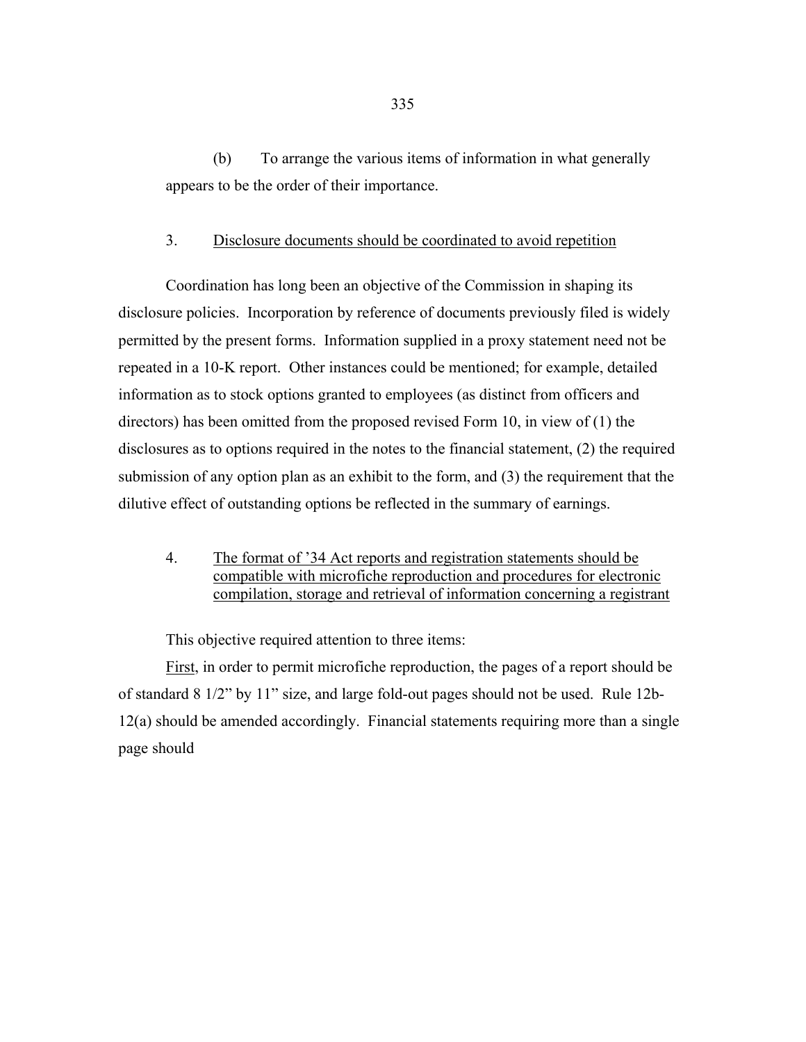(b) To arrange the various items of information in what generally appears to be the order of their importance.

3. Disclosure documents should be coordinated to avoid repetition

Coordination has long been an objective of the Commission in shaping its disclosure policies. Incorporation by reference of documents previously filed is widely permitted by the present forms. Information supplied in a proxy statement need not be repeated in a 10-K report. Other instances could be mentioned; for example, detailed information as to stock options granted to employees (as distinct from officers and directors) has been omitted from the proposed revised Form 10, in view of (1) the disclosures as to options required in the notes to the financial statement, (2) the required submission of any option plan as an exhibit to the form, and (3) the requirement that the dilutive effect of outstanding options be reflected in the summary of earnings.

4. The format of '34 Act reports and registration statements should be compatible with microfiche reproduction and procedures for electronic compilation, storage and retrieval of information concerning a registrant

This objective required attention to three items:

First, in order to permit microfiche reproduction, the pages of a report should be of standard 8 1/2" by 11" size, and large fold-out pages should not be used. Rule 12b-12(a) should be amended accordingly. Financial statements requiring more than a single page should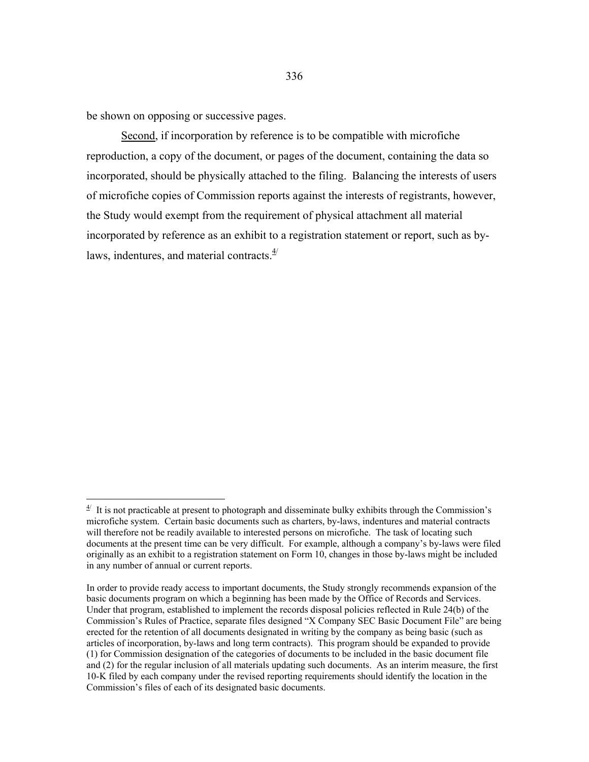be shown on opposing or successive pages.

Second, if incorporation by reference is to be compatible with microfiche reproduction, a copy of the document, or pages of the document, containing the data so incorporated, should be physically attached to the filing. Balancing the interests of users of microfiche copies of Commission reports against the interests of registrants, however, the Study would exempt from the requirement of physical attachment all material incorporated by reference as an exhibit to a registration statement or report, such as by-laws, indentures, and material contracts.[4/]

---

[4/] It is not practicable at present to photograph and disseminate bulky exhibits through the Commission's microfiche system. Certain basic documents such as charters, by-laws, indentures and material contracts will therefore not be readily available to interested persons on microfiche. The task of locating such documents at the present time can be very difficult. For example, although a company's by-laws were filed originally as an exhibit to a registration statement on Form 10, changes in those by-laws might be included in any number of annual or current reports.

In order to provide ready access to important documents, the Study strongly recommends expansion of the basic documents program on which a beginning has been made by the Office of Records and Services. Under that program, established to implement the records disposal policies reflected in Rule 24(b) of the Commission's Rules of Practice, separate files designed "X Company SEC Basic Document File" are being erected for the retention of all documents designated in writing by the company as being basic (such as articles of incorporation, by-laws and long term contracts). This program should be expanded to provide (1) for Commission designation of the categories of documents to be included in the basic document file and (2) for the regular inclusion of all materials updating such documents. As an interim measure, the first 10-K filed by each company under the revised reporting requirements should identify the location in the Commission's files of each of its designated basic documents.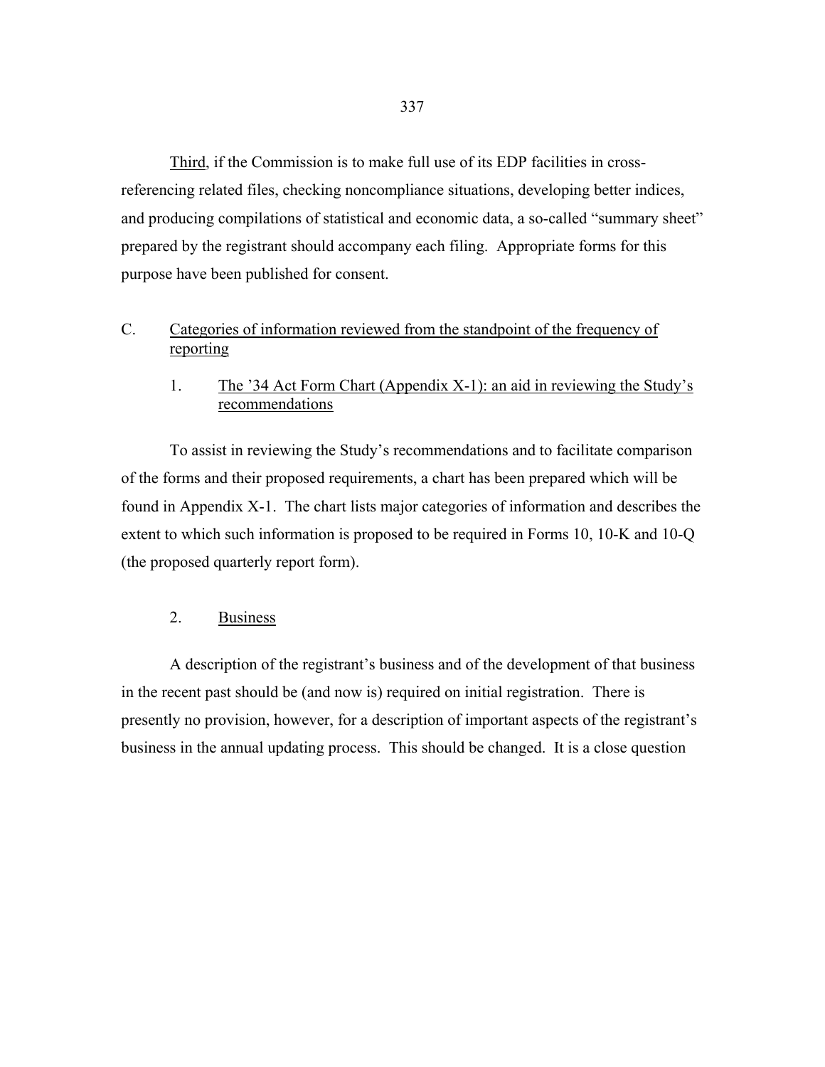Third, if the Commission is to make full use of its EDP facilities in cross-referencing related files, checking noncompliance situations, developing better indices, and producing compilations of statistical and economic data, a so-called "summary sheet" prepared by the registrant should accompany each filing. Appropriate forms for this purpose have been published for consent.

### C. Categories of information reviewed from the standpoint of the frequency of reporting

#### 1. The '34 Act Form Chart (Appendix X-1): an aid in reviewing the Study's recommendations

To assist in reviewing the Study's recommendations and to facilitate comparison of the forms and their proposed requirements, a chart has been prepared which will be found in Appendix X-1. The chart lists major categories of information and describes the extent to which such information is proposed to be required in Forms 10, 10-K and 10-Q (the proposed quarterly report form).

#### 2. Business

A description of the registrant's business and of the development of that business in the recent past should be (and now is) required on initial registration. There is presently no provision, however, for a description of important aspects of the registrant's business in the annual updating process. This should be changed. It is a close question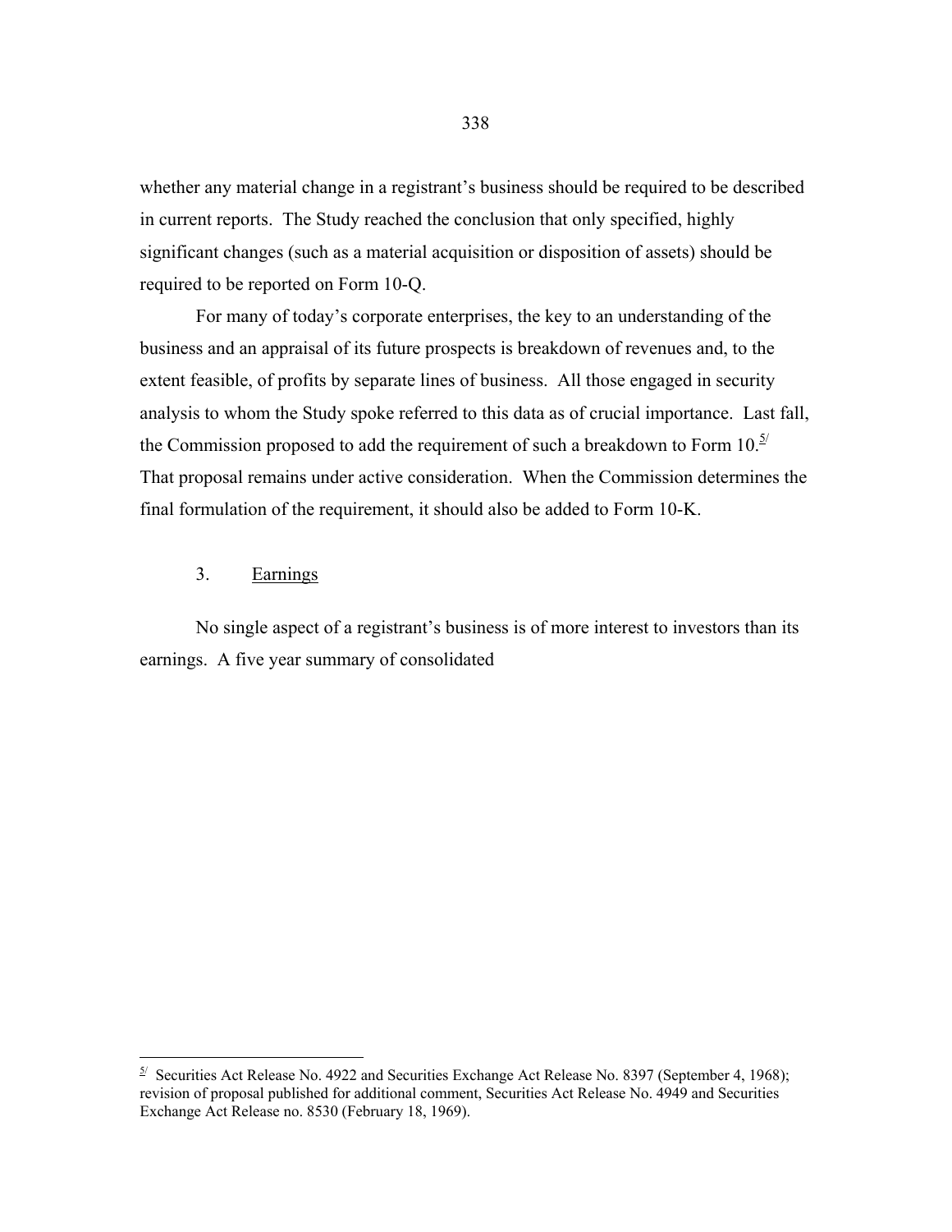whether any material change in a registrant's business should be required to be described in current reports. The Study reached the conclusion that only specified, highly significant changes (such as a material acquisition or disposition of assets) should be required to be reported on Form 10-Q.

For many of today's corporate enterprises, the key to an understanding of the business and an appraisal of its future prospects is breakdown of revenues and, to the extent feasible, of profits by separate lines of business. All those engaged in security analysis to whom the Study spoke referred to this data as of crucial importance. Last fall, the Commission proposed to add the requirement of such a breakdown to Form 10.[5/] That proposal remains under active consideration. When the Commission determines the final formulation of the requirement, it should also be added to Form 10-K.

### 3. Earnings

No single aspect of a registrant's business is of more interest to investors than its earnings. A five year summary of consolidated

---

[5/] Securities Act Release No. 4922 and Securities Exchange Act Release No. 8397 (September 4, 1968); revision of proposal published for additional comment, Securities Act Release No. 4949 and Securities Exchange Act Release no. 8530 (February 18, 1969).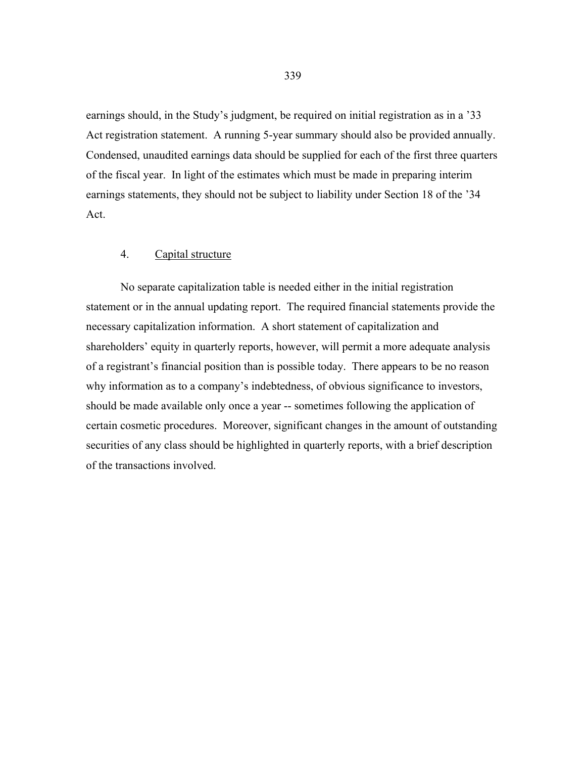earnings should, in the Study's judgment, be required on initial registration as in a '33 Act registration statement. A running 5-year summary should also be provided annually. Condensed, unaudited earnings data should be supplied for each of the first three quarters of the fiscal year. In light of the estimates which must be made in preparing interim earnings statements, they should not be subject to liability under Section 18 of the '34 Act.

#### 4. Capital structure

No separate capitalization table is needed either in the initial registration statement or in the annual updating report. The required financial statements provide the necessary capitalization information. A short statement of capitalization and shareholders' equity in quarterly reports, however, will permit a more adequate analysis of a registrant's financial position than is possible today. There appears to be no reason why information as to a company's indebtedness, of obvious significance to investors, should be made available only once a year -- sometimes following the application of certain cosmetic procedures. Moreover, significant changes in the amount of outstanding securities of any class should be highlighted in quarterly reports, with a brief description of the transactions involved.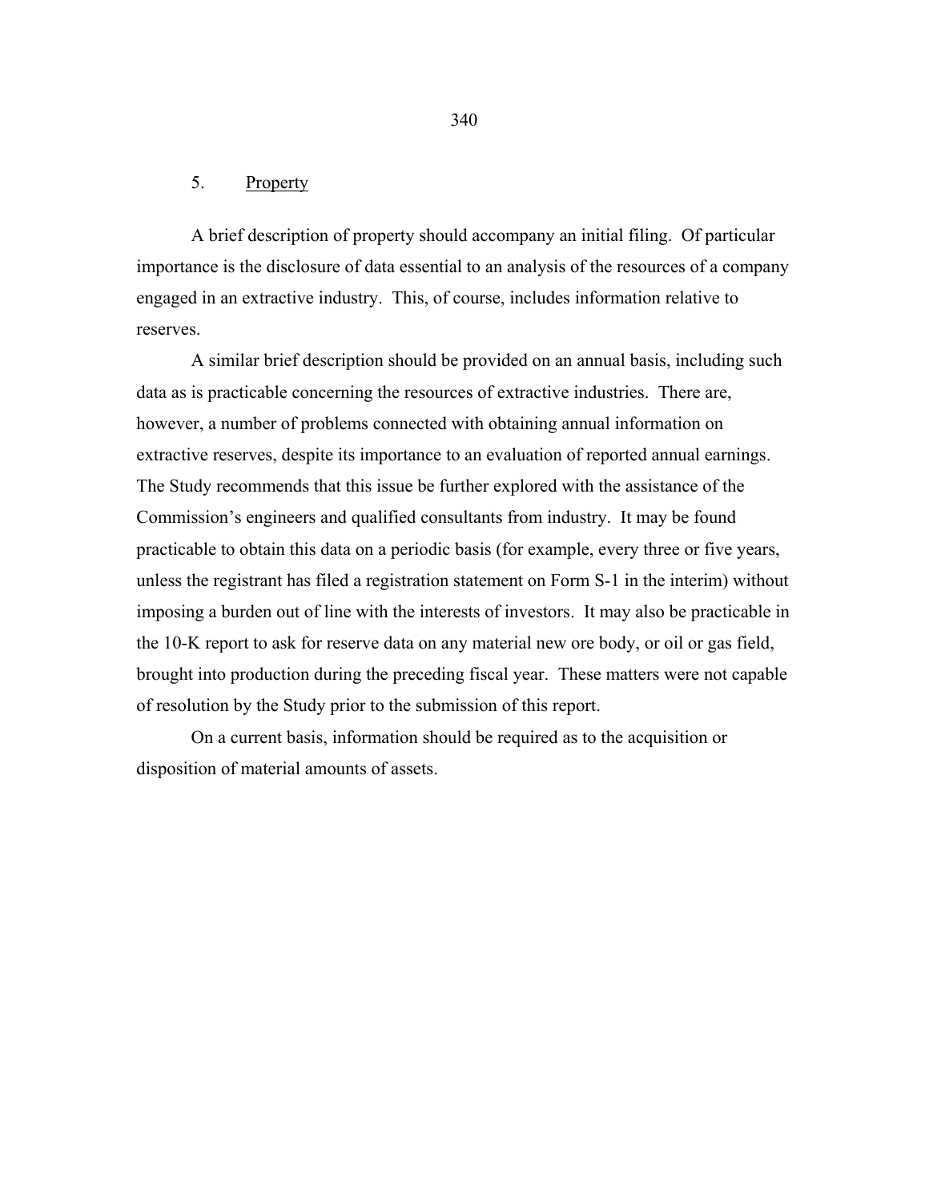5. <u>Property</u>

A brief description of property should accompany an initial filing. Of particular importance is the disclosure of data essential to an analysis of the resources of a company engaged in an extractive industry. This, of course, includes information relative to reserves.

A similar brief description should be provided on an annual basis, including such data as is practicable concerning the resources of extractive industries. There are, however, a number of problems connected with obtaining annual information on extractive reserves, despite its importance to an evaluation of reported annual earnings. The Study recommends that this issue be further explored with the assistance of the Commission's engineers and qualified consultants from industry. It may be found practicable to obtain this data on a periodic basis (for example, every three or five years, unless the registrant has filed a registration statement on Form S-1 in the interim) without imposing a burden out of line with the interests of investors. It may also be practicable in the 10-K report to ask for reserve data on any material new ore body, or oil or gas field, brought into production during the preceding fiscal year. These matters were not capable of resolution by the Study prior to the submission of this report.

On a current basis, information should be required as to the acquisition or disposition of material amounts of assets.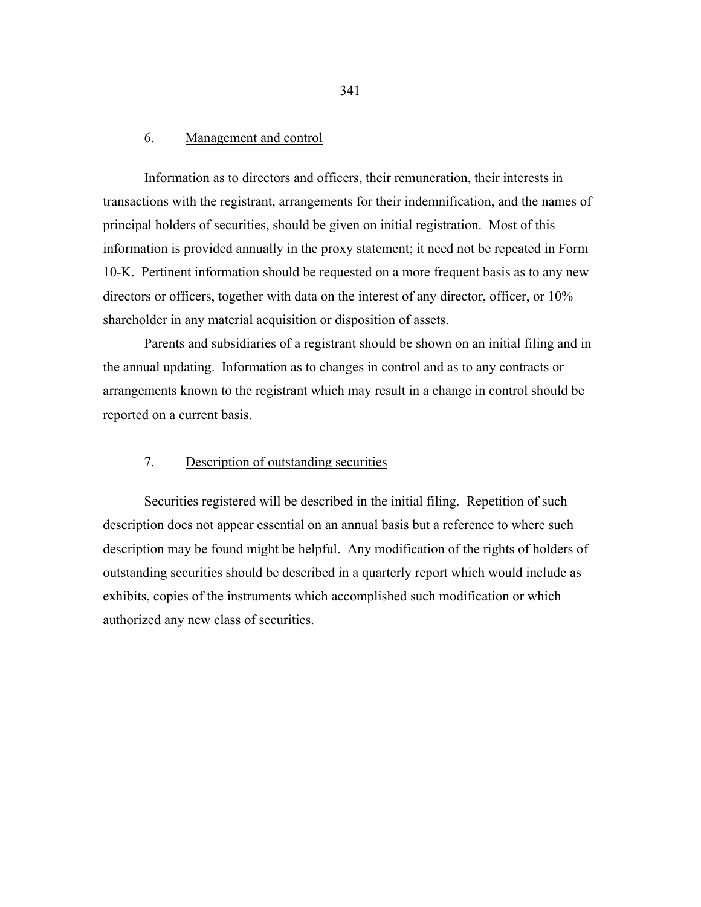6. <u>Management and control</u>

Information as to directors and officers, their remuneration, their interests in transactions with the registrant, arrangements for their indemnification, and the names of principal holders of securities, should be given on initial registration. Most of this information is provided annually in the proxy statement; it need not be repeated in Form 10-K. Pertinent information should be requested on a more frequent basis as to any new directors or officers, together with data on the interest of any director, officer, or 10% shareholder in any material acquisition or disposition of assets.

Parents and subsidiaries of a registrant should be shown on an initial filing and in the annual updating. Information as to changes in control and as to any contracts or arrangements known to the registrant which may result in a change in control should be reported on a current basis.

7. <u>Description of outstanding securities</u>

Securities registered will be described in the initial filing. Repetition of such description does not appear essential on an annual basis but a reference to where such description may be found might be helpful. Any modification of the rights of holders of outstanding securities should be described in a quarterly report which would include as exhibits, copies of the instruments which accomplished such modification or which authorized any new class of securities.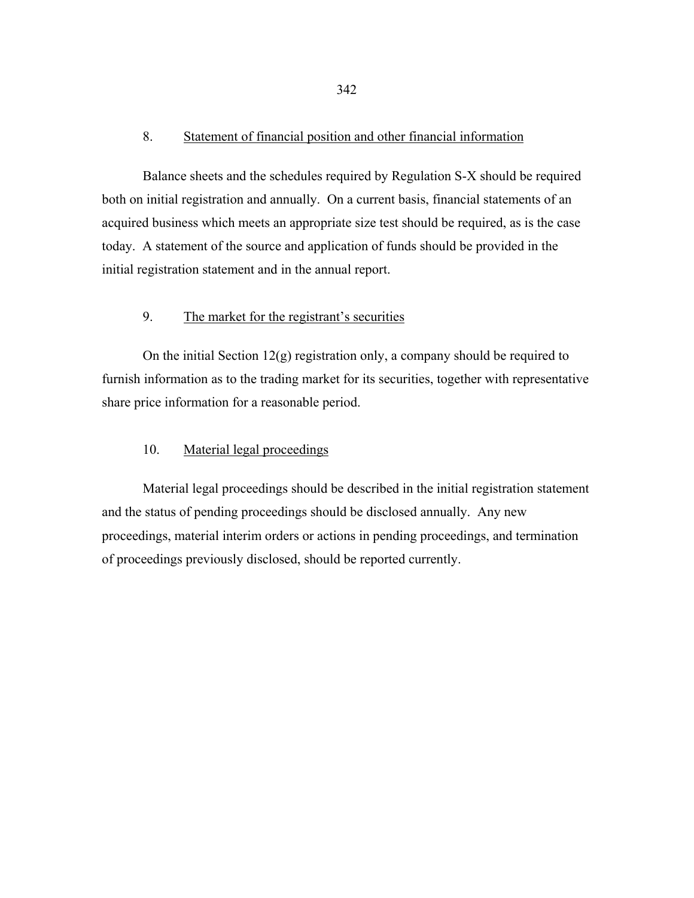8. <u>Statement of financial position and other financial information</u>

Balance sheets and the schedules required by Regulation S-X should be required both on initial registration and annually. On a current basis, financial statements of an acquired business which meets an appropriate size test should be required, as is the case today. A statement of the source and application of funds should be provided in the initial registration statement and in the annual report.

9. <u>The market for the registrant's securities</u>

On the initial Section 12(g) registration only, a company should be required to furnish information as to the trading market for its securities, together with representative share price information for a reasonable period.

10. <u>Material legal proceedings</u>

Material legal proceedings should be described in the initial registration statement and the status of pending proceedings should be disclosed annually. Any new proceedings, material interim orders or actions in pending proceedings, and termination of proceedings previously disclosed, should be reported currently.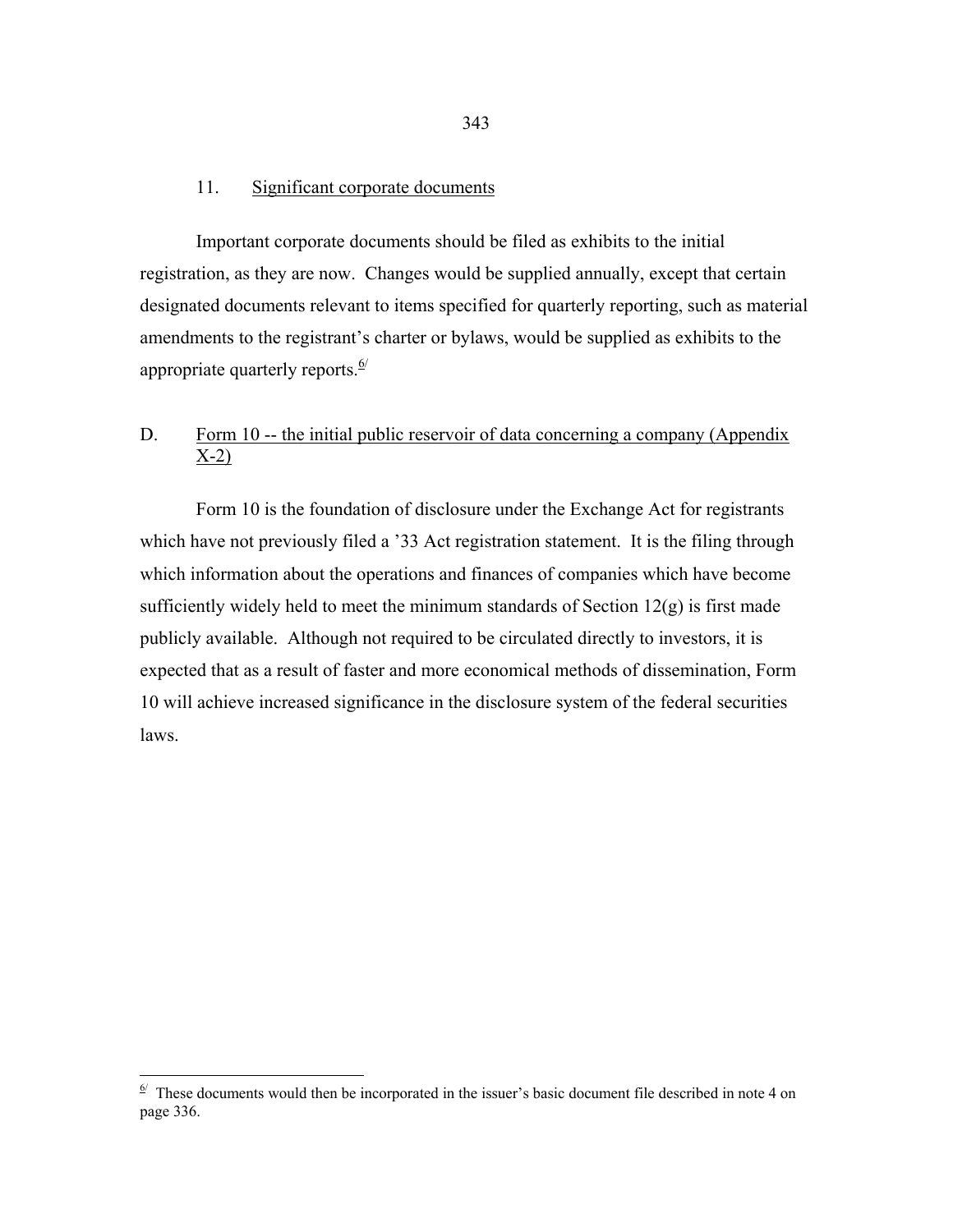### 11. Significant corporate documents

Important corporate documents should be filed as exhibits to the initial registration, as they are now. Changes would be supplied annually, except that certain designated documents relevant to items specified for quarterly reporting, such as material amendments to the registrant's charter or bylaws, would be supplied as exhibits to the appropriate quarterly reports.[6/]

## D. Form 10 -- the initial public reservoir of data concerning a company (Appendix X-2)

Form 10 is the foundation of disclosure under the Exchange Act for registrants which have not previously filed a '33 Act registration statement. It is the filing through which information about the operations and finances of companies which have become sufficiently widely held to meet the minimum standards of Section 12(g) is first made publicly available. Although not required to be circulated directly to investors, it is expected that as a result of faster and more economical methods of dissemination, Form 10 will achieve increased significance in the disclosure system of the federal securities laws.

---

[6/] These documents would then be incorporated in the issuer's basic document file described in note 4 on page 336.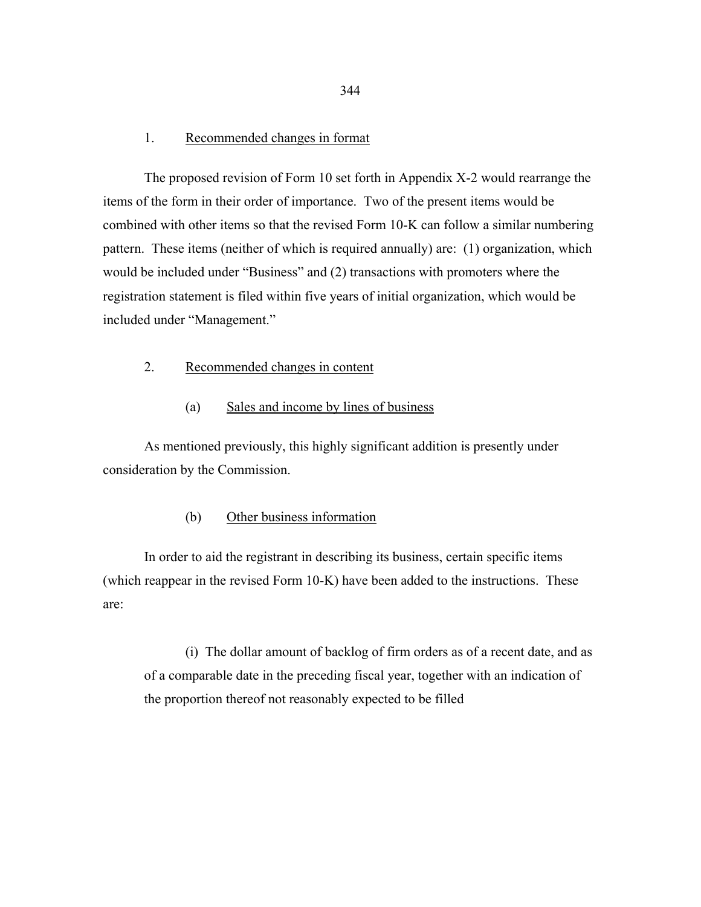1. Recommended changes in format

The proposed revision of Form 10 set forth in Appendix X-2 would rearrange the items of the form in their order of importance. Two of the present items would be combined with other items so that the revised Form 10-K can follow a similar numbering pattern. These items (neither of which is required annually) are: (1) organization, which would be included under "Business" and (2) transactions with promoters where the registration statement is filed within five years of initial organization, which would be included under "Management."

2. Recommended changes in content

(a) Sales and income by lines of business

As mentioned previously, this highly significant addition is presently under consideration by the Commission.

(b) Other business information

In order to aid the registrant in describing its business, certain specific items (which reappear in the revised Form 10-K) have been added to the instructions. These are:

> (i) The dollar amount of backlog of firm orders as of a recent date, and as of a comparable date in the preceding fiscal year, together with an indication of the proportion thereof not reasonably expected to be filled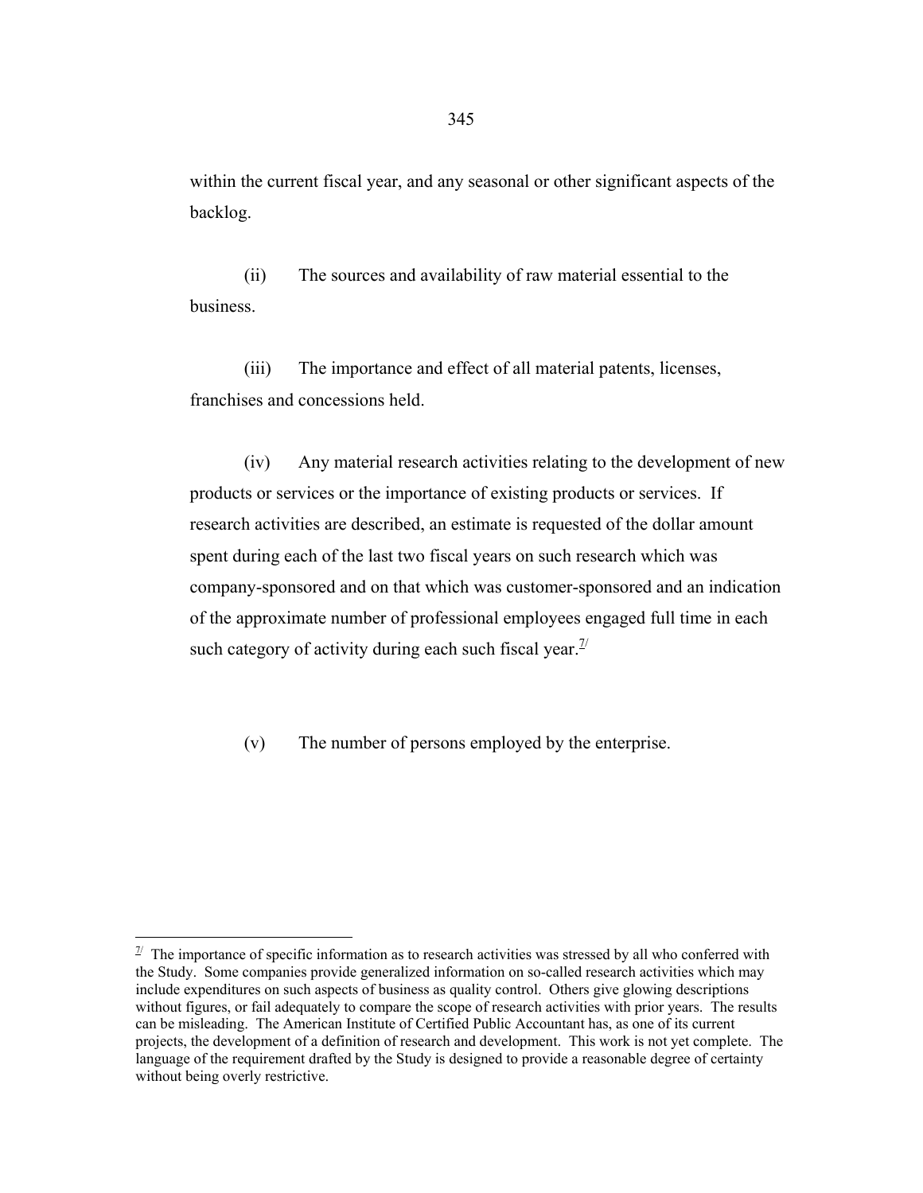within the current fiscal year, and any seasonal or other significant aspects of the backlog.

(ii) The sources and availability of raw material essential to the business.

(iii) The importance and effect of all material patents, licenses, franchises and concessions held.

(iv) Any material research activities relating to the development of new products or services or the importance of existing products or services. If research activities are described, an estimate is requested of the dollar amount spent during each of the last two fiscal years on such research which was company-sponsored and on that which was customer-sponsored and an indication of the approximate number of professional employees engaged full time in each such category of activity during each such fiscal year.[7/]

(v) The number of persons employed by the enterprise.

---

[7/] The importance of specific information as to research activities was stressed by all who conferred with the Study. Some companies provide generalized information on so-called research activities which may include expenditures on such aspects of business as quality control. Others give glowing descriptions without figures, or fail adequately to compare the scope of research activities with prior years. The results can be misleading. The American Institute of Certified Public Accountant has, as one of its current projects, the development of a definition of research and development. This work is not yet complete. The language of the requirement drafted by the Study is designed to provide a reasonable degree of certainty without being overly restrictive.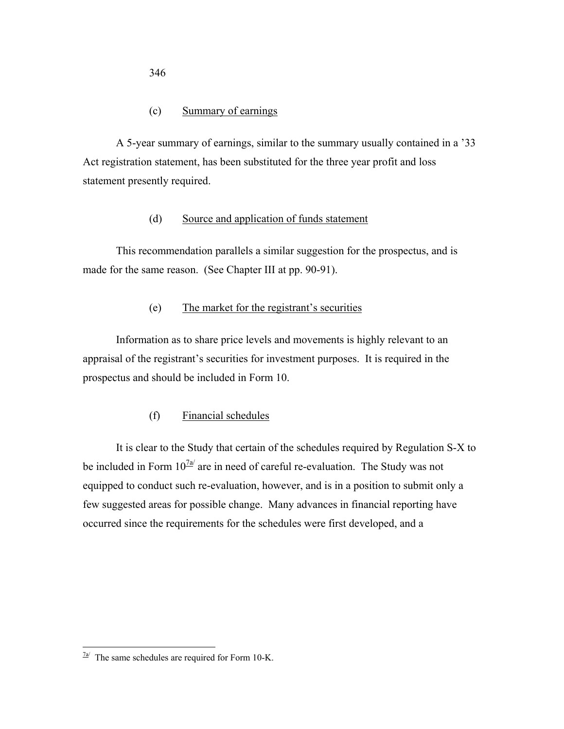(c) <u>Summary of earnings</u>

A 5-year summary of earnings, similar to the summary usually contained in a '33 Act registration statement, has been substituted for the three year profit and loss statement presently required.

(d) <u>Source and application of funds statement</u>

This recommendation parallels a similar suggestion for the prospectus, and is made for the same reason. (See Chapter III at pp. 90-91).

(e) <u>The market for the registrant's securities</u>

Information as to share price levels and movements is highly relevant to an appraisal of the registrant's securities for investment purposes. It is required in the prospectus and should be included in Form 10.

(f) <u>Financial schedules</u>

It is clear to the Study that certain of the schedules required by Regulation S-X to be included in Form 10[7a/] are in need of careful re-evaluation. The Study was not equipped to conduct such re-evaluation, however, and is in a position to submit only a few suggested areas for possible change. Many advances in financial reporting have occurred since the requirements for the schedules were first developed, and a

---

[7a/] The same schedules are required for Form 10-K.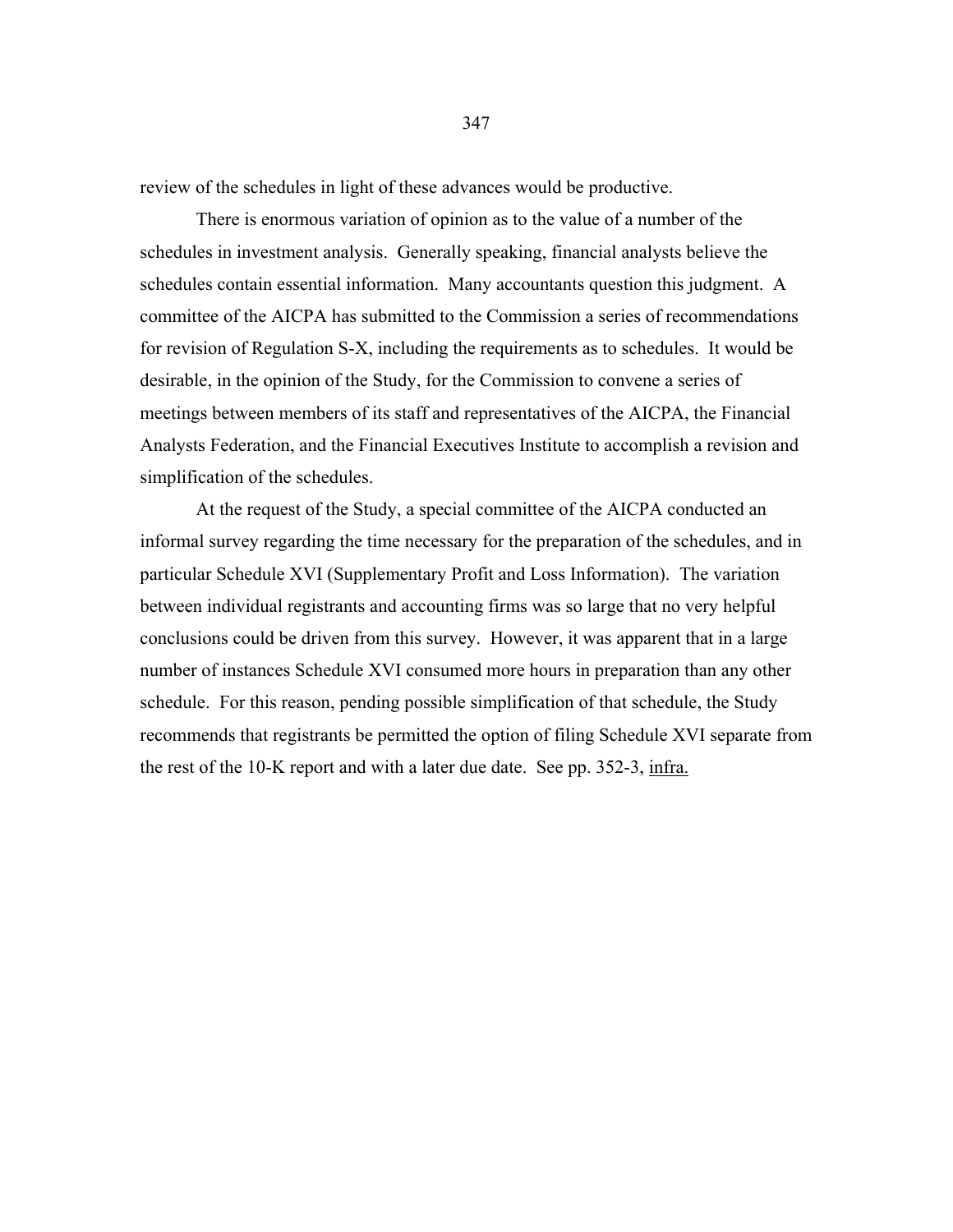review of the schedules in light of these advances would be productive.

There is enormous variation of opinion as to the value of a number of the schedules in investment analysis. Generally speaking, financial analysts believe the schedules contain essential information. Many accountants question this judgment. A committee of the AICPA has submitted to the Commission a series of recommendations for revision of Regulation S-X, including the requirements as to schedules. It would be desirable, in the opinion of the Study, for the Commission to convene a series of meetings between members of its staff and representatives of the AICPA, the Financial Analysts Federation, and the Financial Executives Institute to accomplish a revision and simplification of the schedules.

At the request of the Study, a special committee of the AICPA conducted an informal survey regarding the time necessary for the preparation of the schedules, and in particular Schedule XVI (Supplementary Profit and Loss Information). The variation between individual registrants and accounting firms was so large that no very helpful conclusions could be driven from this survey. However, it was apparent that in a large number of instances Schedule XVI consumed more hours in preparation than any other schedule. For this reason, pending possible simplification of that schedule, the Study recommends that registrants be permitted the option of filing Schedule XVI separate from the rest of the 10-K report and with a later due date. See pp. 352-3, infra.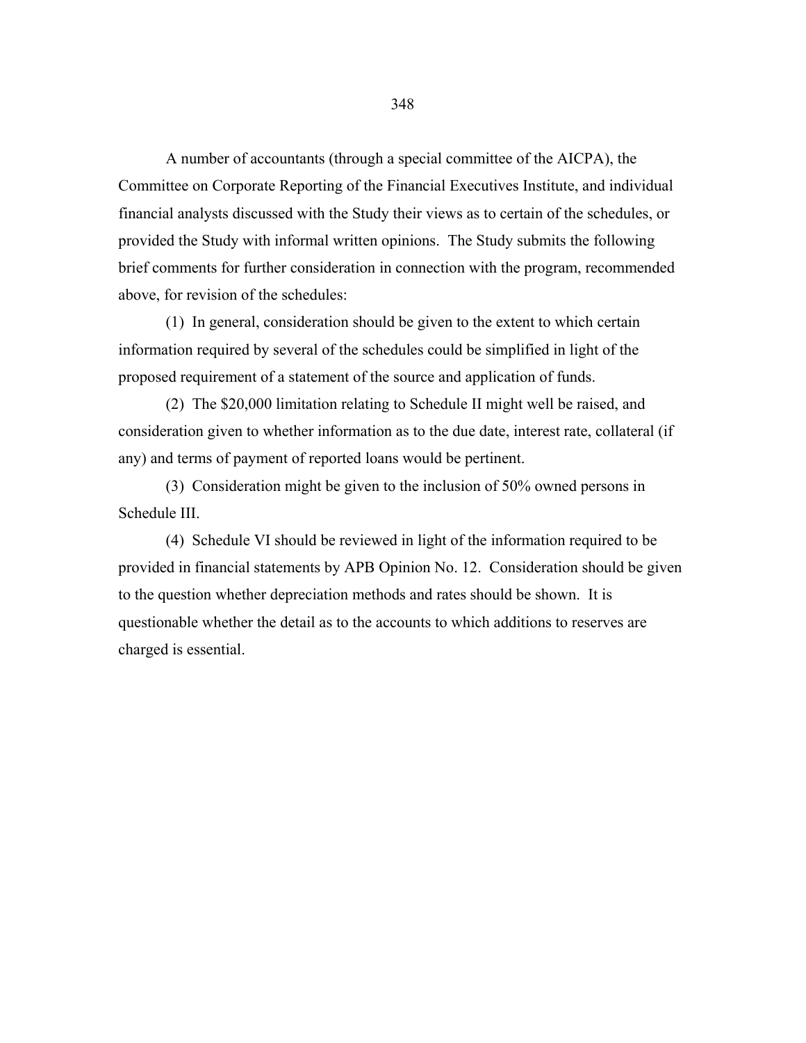A number of accountants (through a special committee of the AICPA), the Committee on Corporate Reporting of the Financial Executives Institute, and individual financial analysts discussed with the Study their views as to certain of the schedules, or provided the Study with informal written opinions. The Study submits the following brief comments for further consideration in connection with the program, recommended above, for revision of the schedules:

(1) In general, consideration should be given to the extent to which certain information required by several of the schedules could be simplified in light of the proposed requirement of a statement of the source and application of funds.

(2) The $20,000 limitation relating to Schedule II might well be raised, and consideration given to whether information as to the due date, interest rate, collateral (if any) and terms of payment of reported loans would be pertinent.

(3) Consideration might be given to the inclusion of 50% owned persons in Schedule III.

(4) Schedule VI should be reviewed in light of the information required to be provided in financial statements by APB Opinion No. 12. Consideration should be given to the question whether depreciation methods and rates should be shown. It is questionable whether the detail as to the accounts to which additions to reserves are charged is essential.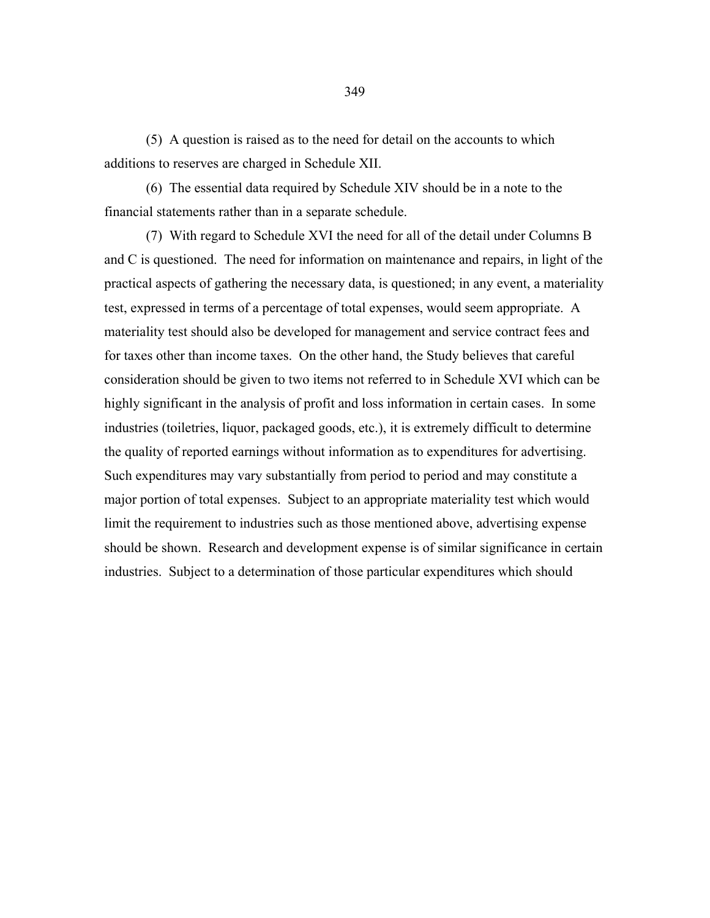(5) A question is raised as to the need for detail on the accounts to which additions to reserves are charged in Schedule XII.

(6) The essential data required by Schedule XIV should be in a note to the financial statements rather than in a separate schedule.

(7) With regard to Schedule XVI the need for all of the detail under Columns B and C is questioned. The need for information on maintenance and repairs, in light of the practical aspects of gathering the necessary data, is questioned; in any event, a materiality test, expressed in terms of a percentage of total expenses, would seem appropriate. A materiality test should also be developed for management and service contract fees and for taxes other than income taxes. On the other hand, the Study believes that careful consideration should be given to two items not referred to in Schedule XVI which can be highly significant in the analysis of profit and loss information in certain cases. In some industries (toiletries, liquor, packaged goods, etc.), it is extremely difficult to determine the quality of reported earnings without information as to expenditures for advertising. Such expenditures may vary substantially from period to period and may constitute a major portion of total expenses. Subject to an appropriate materiality test which would limit the requirement to industries such as those mentioned above, advertising expense should be shown. Research and development expense is of similar significance in certain industries. Subject to a determination of those particular expenditures which should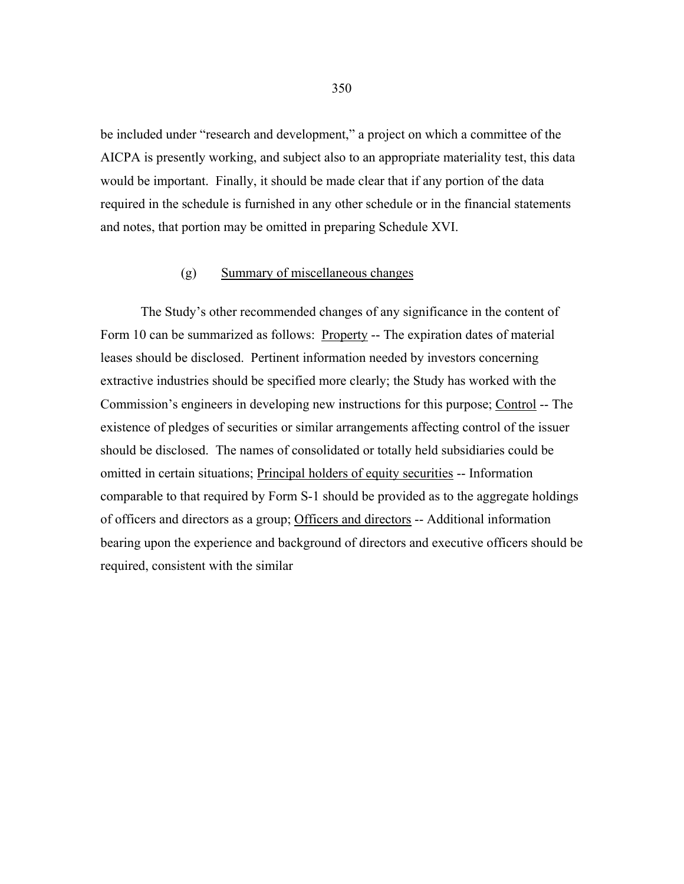be included under "research and development," a project on which a committee of the AICPA is presently working, and subject also to an appropriate materiality test, this data would be important. Finally, it should be made clear that if any portion of the data required in the schedule is furnished in any other schedule or in the financial statements and notes, that portion may be omitted in preparing Schedule XVI.

### (g) Summary of miscellaneous changes

The Study's other recommended changes of any significance in the content of Form 10 can be summarized as follows: Property -- The expiration dates of material leases should be disclosed. Pertinent information needed by investors concerning extractive industries should be specified more clearly; the Study has worked with the Commission's engineers in developing new instructions for this purpose; Control -- The existence of pledges of securities or similar arrangements affecting control of the issuer should be disclosed. The names of consolidated or totally held subsidiaries could be omitted in certain situations; Principal holders of equity securities -- Information comparable to that required by Form S-1 should be provided as to the aggregate holdings of officers and directors as a group; Officers and directors -- Additional information bearing upon the experience and background of directors and executive officers should be required, consistent with the similar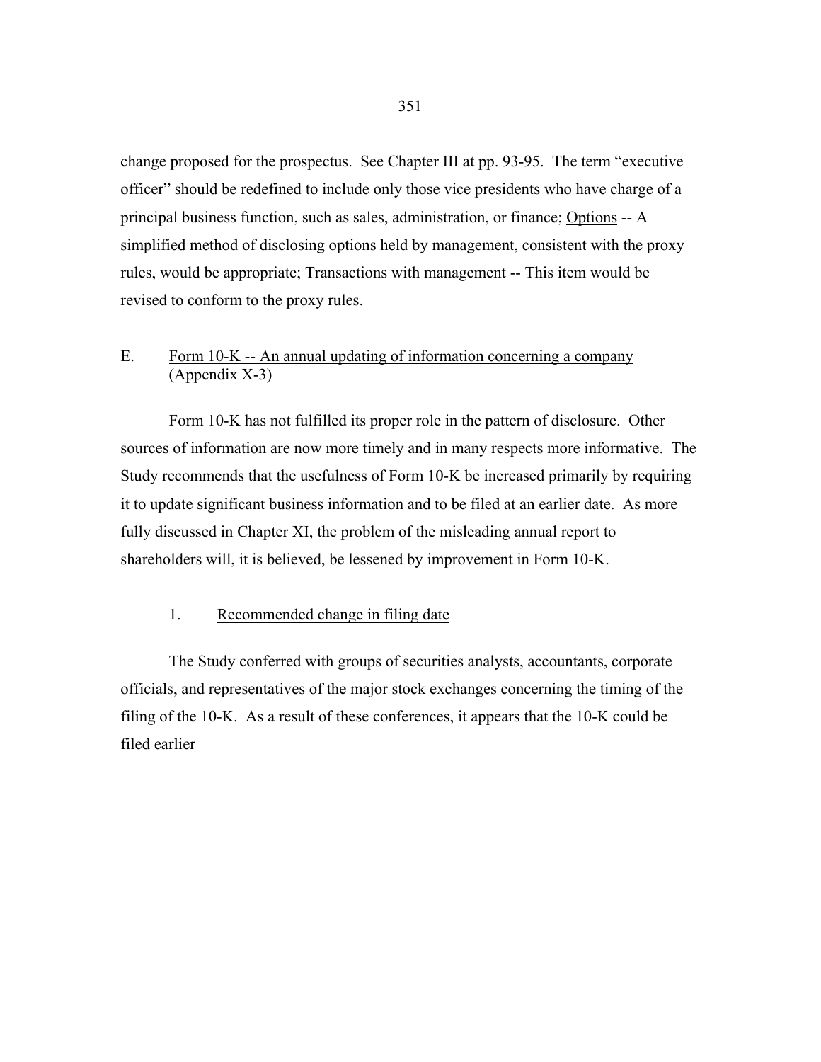change proposed for the prospectus. See Chapter III at pp. 93-95. The term "executive officer" should be redefined to include only those vice presidents who have charge of a principal business function, such as sales, administration, or finance; <u>Options</u> -- A simplified method of disclosing options held by management, consistent with the proxy rules, would be appropriate; <u>Transactions with management</u> -- This item would be revised to conform to the proxy rules.

## E. <u>Form 10-K -- An annual updating of information concerning a company (Appendix X-3)</u>

Form 10-K has not fulfilled its proper role in the pattern of disclosure. Other sources of information are now more timely and in many respects more informative. The Study recommends that the usefulness of Form 10-K be increased primarily by requiring it to update significant business information and to be filed at an earlier date. As more fully discussed in Chapter XI, the problem of the misleading annual report to shareholders will, it is believed, be lessened by improvement in Form 10-K.

### 1. <u>Recommended change in filing date</u>

The Study conferred with groups of securities analysts, accountants, corporate officials, and representatives of the major stock exchanges concerning the timing of the filing of the 10-K. As a result of these conferences, it appears that the 10-K could be filed earlier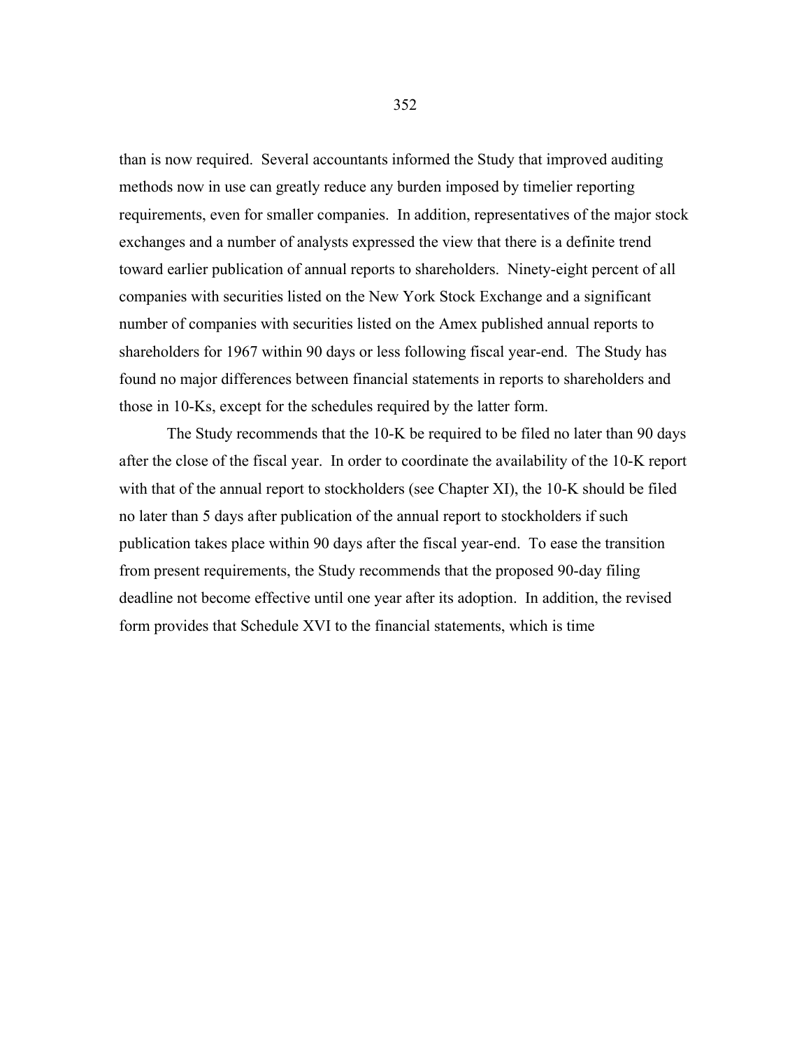than is now required. Several accountants informed the Study that improved auditing methods now in use can greatly reduce any burden imposed by timelier reporting requirements, even for smaller companies. In addition, representatives of the major stock exchanges and a number of analysts expressed the view that there is a definite trend toward earlier publication of annual reports to shareholders. Ninety-eight percent of all companies with securities listed on the New York Stock Exchange and a significant number of companies with securities listed on the Amex published annual reports to shareholders for 1967 within 90 days or less following fiscal year-end. The Study has found no major differences between financial statements in reports to shareholders and those in 10-Ks, except for the schedules required by the latter form.

The Study recommends that the 10-K be required to be filed no later than 90 days after the close of the fiscal year. In order to coordinate the availability of the 10-K report with that of the annual report to stockholders (see Chapter XI), the 10-K should be filed no later than 5 days after publication of the annual report to stockholders if such publication takes place within 90 days after the fiscal year-end. To ease the transition from present requirements, the Study recommends that the proposed 90-day filing deadline not become effective until one year after its adoption. In addition, the revised form provides that Schedule XVI to the financial statements, which is time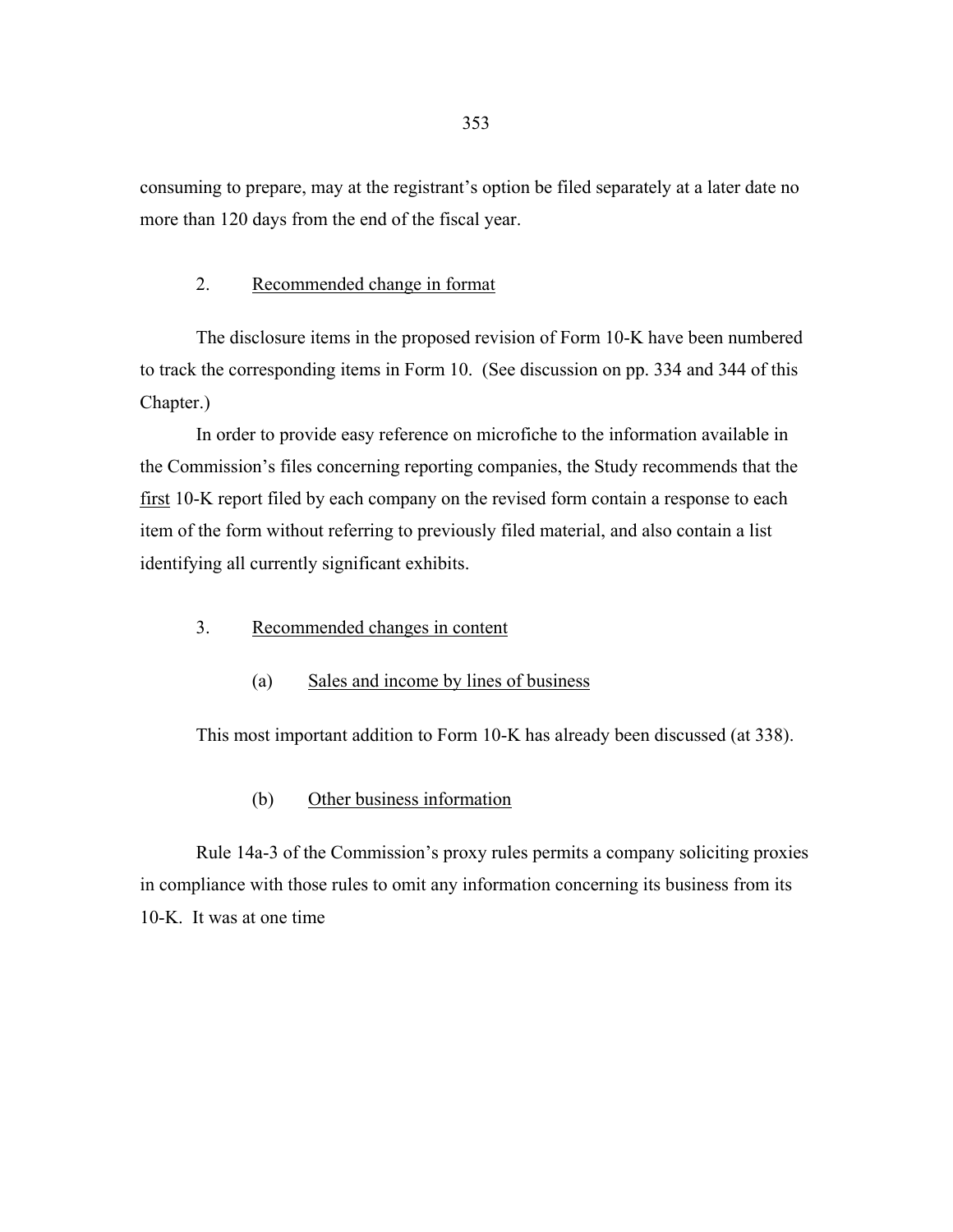consuming to prepare, may at the registrant's option be filed separately at a later date no more than 120 days from the end of the fiscal year.

2. Recommended change in format

The disclosure items in the proposed revision of Form 10-K have been numbered to track the corresponding items in Form 10. (See discussion on pp. 334 and 344 of this Chapter.)

In order to provide easy reference on microfiche to the information available in the Commission's files concerning reporting companies, the Study recommends that the first 10-K report filed by each company on the revised form contain a response to each item of the form without referring to previously filed material, and also contain a list identifying all currently significant exhibits.

3. Recommended changes in content

(a) Sales and income by lines of business

This most important addition to Form 10-K has already been discussed (at 338).

(b) Other business information

Rule 14a-3 of the Commission's proxy rules permits a company soliciting proxies in compliance with those rules to omit any information concerning its business from its 10-K. It was at one time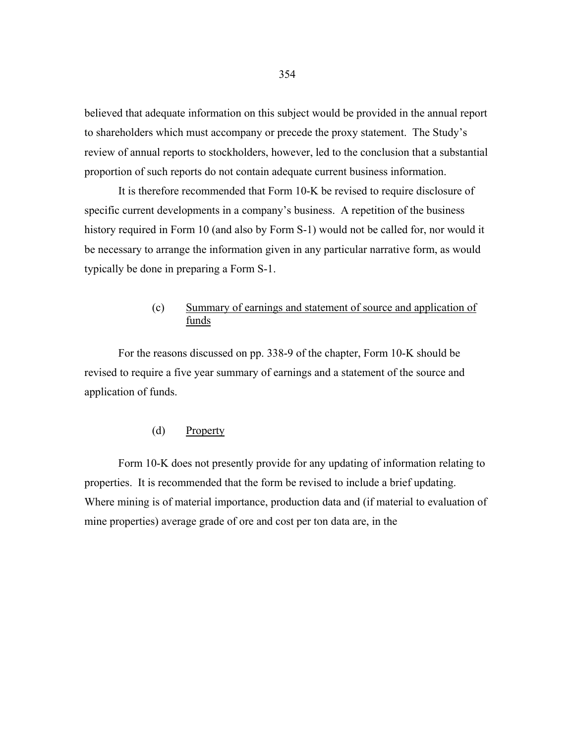believed that adequate information on this subject would be provided in the annual report to shareholders which must accompany or precede the proxy statement. The Study's review of annual reports to stockholders, however, led to the conclusion that a substantial proportion of such reports do not contain adequate current business information.

It is therefore recommended that Form 10-K be revised to require disclosure of specific current developments in a company's business. A repetition of the business history required in Form 10 (and also by Form S-1) would not be called for, nor would it be necessary to arrange the information given in any particular narrative form, as would typically be done in preparing a Form S-1.

(c) Summary of earnings and statement of source and application of funds

For the reasons discussed on pp. 338-9 of the chapter, Form 10-K should be revised to require a five year summary of earnings and a statement of the source and application of funds.

(d) Property

Form 10-K does not presently provide for any updating of information relating to properties. It is recommended that the form be revised to include a brief updating. Where mining is of material importance, production data and (if material to evaluation of mine properties) average grade of ore and cost per ton data are, in the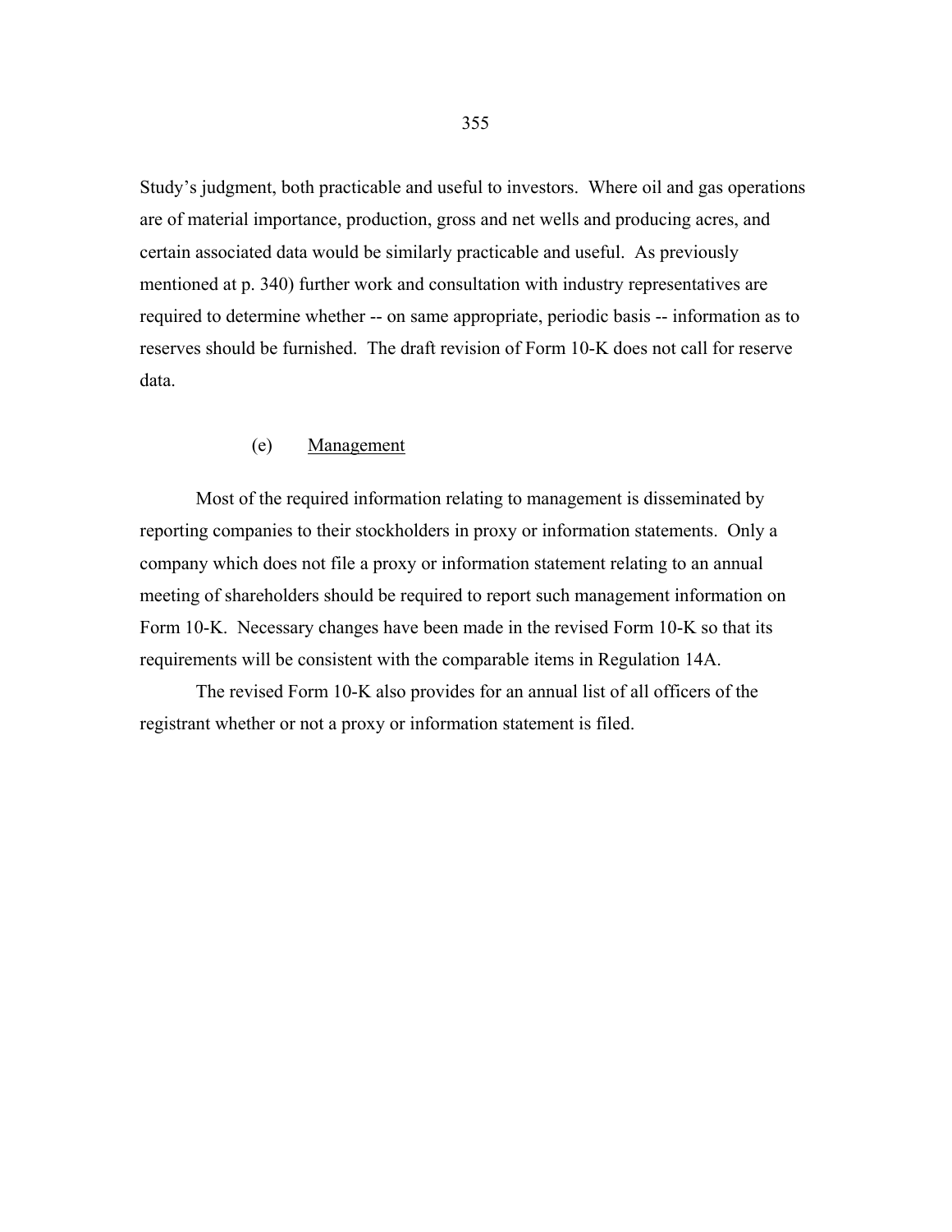Study's judgment, both practicable and useful to investors. Where oil and gas operations are of material importance, production, gross and net wells and producing acres, and certain associated data would be similarly practicable and useful. As previously mentioned at p. 340) further work and consultation with industry representatives are required to determine whether -- on same appropriate, periodic basis -- information as to reserves should be furnished. The draft revision of Form 10-K does not call for reserve data.

(e) Management

Most of the required information relating to management is disseminated by reporting companies to their stockholders in proxy or information statements. Only a company which does not file a proxy or information statement relating to an annual meeting of shareholders should be required to report such management information on Form 10-K. Necessary changes have been made in the revised Form 10-K so that its requirements will be consistent with the comparable items in Regulation 14A.

The revised Form 10-K also provides for an annual list of all officers of the registrant whether or not a proxy or information statement is filed.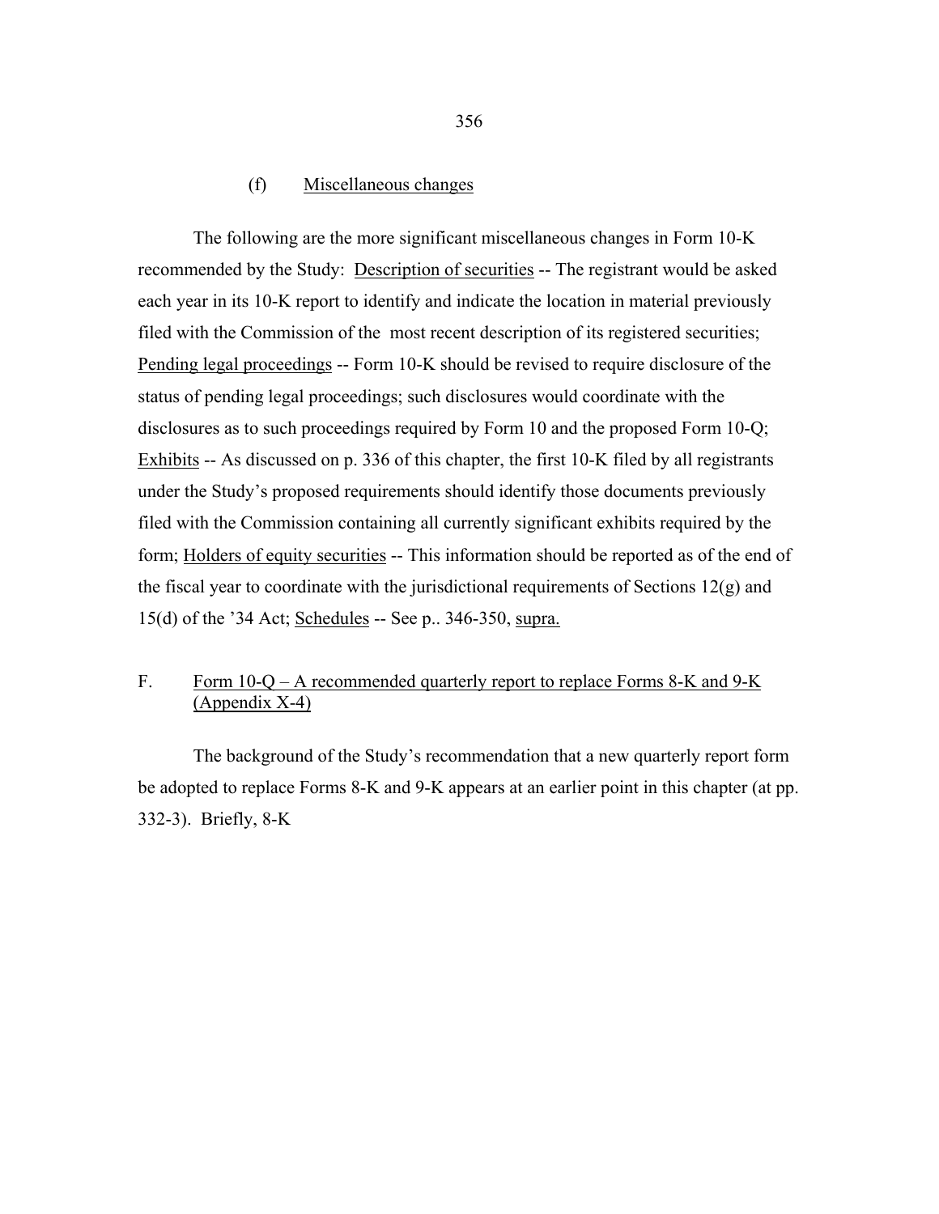(f) <u>Miscellaneous changes</u>

The following are the more significant miscellaneous changes in Form 10-K recommended by the Study: <u>Description of securities</u> -- The registrant would be asked each year in its 10-K report to identify and indicate the location in material previously filed with the Commission of the most recent description of its registered securities; <u>Pending legal proceedings</u> -- Form 10-K should be revised to require disclosure of the status of pending legal proceedings; such disclosures would coordinate with the disclosures as to such proceedings required by Form 10 and the proposed Form 10-Q; <u>Exhibits</u> -- As discussed on p. 336 of this chapter, the first 10-K filed by all registrants under the Study's proposed requirements should identify those documents previously filed with the Commission containing all currently significant exhibits required by the form; <u>Holders of equity securities</u> -- This information should be reported as of the end of the fiscal year to coordinate with the jurisdictional requirements of Sections 12(g) and 15(d) of the '34 Act; <u>Schedules</u> -- See p.. 346-350, <u>supra.</u>

F. <u>Form 10-Q – A recommended quarterly report to replace Forms 8-K and 9-K (Appendix X-4)</u>

The background of the Study's recommendation that a new quarterly report form be adopted to replace Forms 8-K and 9-K appears at an earlier point in this chapter (at pp. 332-3). Briefly, 8-K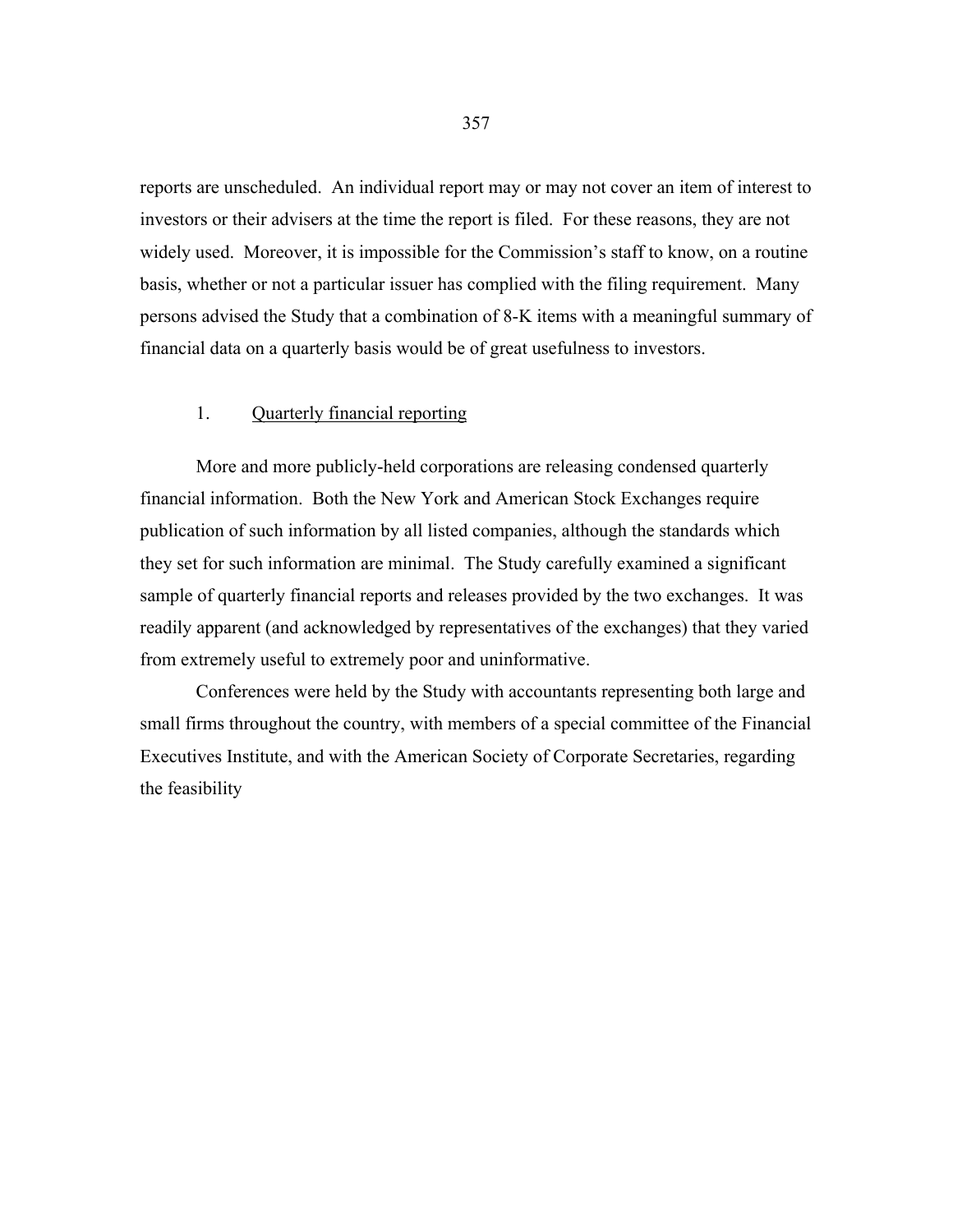reports are unscheduled. An individual report may or may not cover an item of interest to investors or their advisers at the time the report is filed. For these reasons, they are not widely used. Moreover, it is impossible for the Commission's staff to know, on a routine basis, whether or not a particular issuer has complied with the filing requirement. Many persons advised the Study that a combination of 8-K items with a meaningful summary of financial data on a quarterly basis would be of great usefulness to investors.

1. <u>Quarterly financial reporting</u>

More and more publicly-held corporations are releasing condensed quarterly financial information. Both the New York and American Stock Exchanges require publication of such information by all listed companies, although the standards which they set for such information are minimal. The Study carefully examined a significant sample of quarterly financial reports and releases provided by the two exchanges. It was readily apparent (and acknowledged by representatives of the exchanges) that they varied from extremely useful to extremely poor and uninformative.

Conferences were held by the Study with accountants representing both large and small firms throughout the country, with members of a special committee of the Financial Executives Institute, and with the American Society of Corporate Secretaries, regarding the feasibility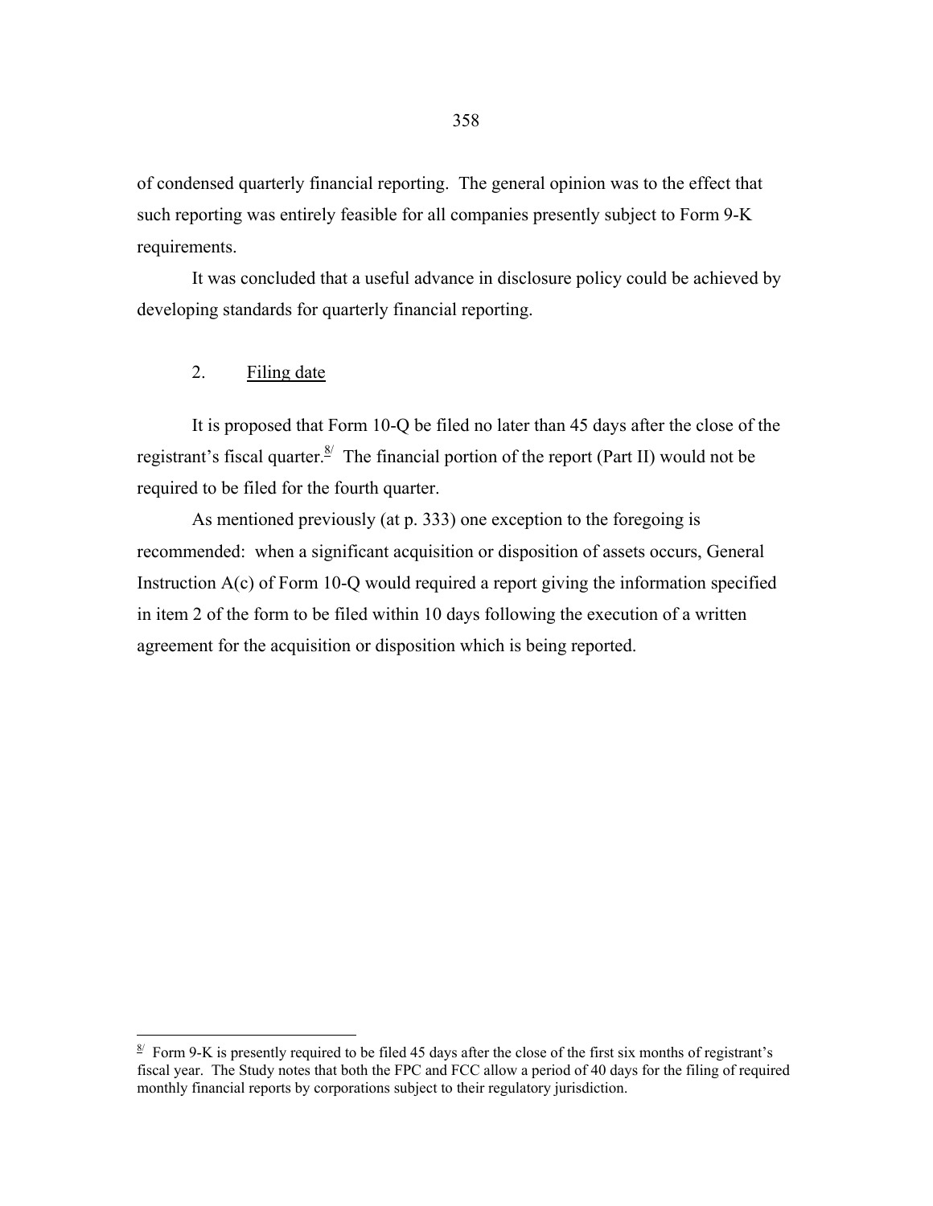of condensed quarterly financial reporting. The general opinion was to the effect that such reporting was entirely feasible for all companies presently subject to Form 9-K requirements.

It was concluded that a useful advance in disclosure policy could be achieved by developing standards for quarterly financial reporting.

2. Filing date

It is proposed that Form 10-Q be filed no later than 45 days after the close of the registrant's fiscal quarter.[8/] The financial portion of the report (Part II) would not be required to be filed for the fourth quarter.

As mentioned previously (at p. 333) one exception to the foregoing is recommended: when a significant acquisition or disposition of assets occurs, General Instruction A(c) of Form 10-Q would required a report giving the information specified in item 2 of the form to be filed within 10 days following the execution of a written agreement for the acquisition or disposition which is being reported.

---

[8/] Form 9-K is presently required to be filed 45 days after the close of the first six months of registrant's fiscal year. The Study notes that both the FPC and FCC allow a period of 40 days for the filing of required monthly financial reports by corporations subject to their regulatory jurisdiction.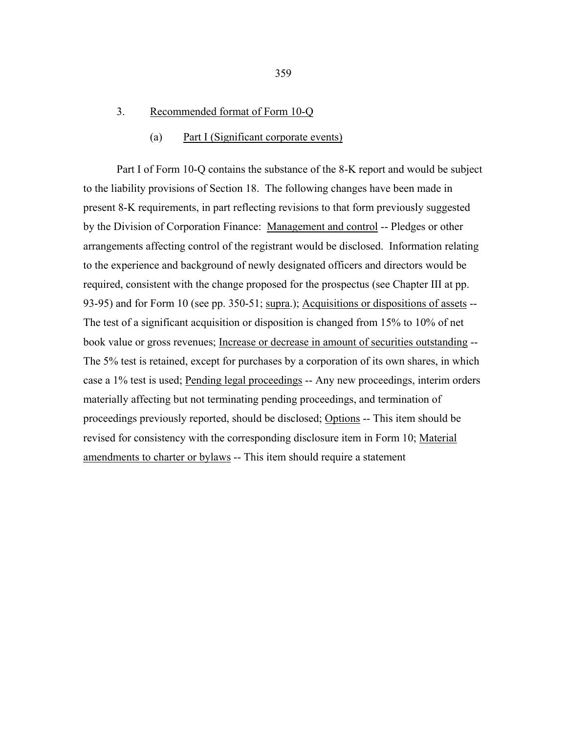### 3. Recommended format of Form 10-Q

#### (a) Part I (Significant corporate events)

Part I of Form 10-Q contains the substance of the 8-K report and would be subject to the liability provisions of Section 18. The following changes have been made in present 8-K requirements, in part reflecting revisions to that form previously suggested by the Division of Corporation Finance: Management and control -- Pledges or other arrangements affecting control of the registrant would be disclosed. Information relating to the experience and background of newly designated officers and directors would be required, consistent with the change proposed for the prospectus (see Chapter III at pp. 93-95) and for Form 10 (see pp. 350-51; *supra*.); Acquisitions or dispositions of assets -- The test of a significant acquisition or disposition is changed from 15% to 10% of net book value or gross revenues; Increase or decrease in amount of securities outstanding -- The 5% test is retained, except for purchases by a corporation of its own shares, in which case a 1% test is used; Pending legal proceedings -- Any new proceedings, interim orders materially affecting but not terminating pending proceedings, and termination of proceedings previously reported, should be disclosed; Options -- This item should be revised for consistency with the corresponding disclosure item in Form 10; Material amendments to charter or bylaws -- This item should require a statement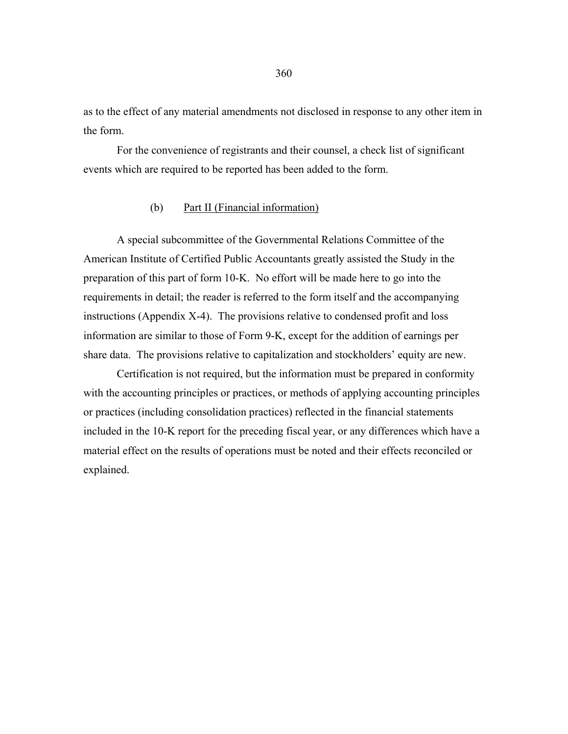as to the effect of any material amendments not disclosed in response to any other item in the form.

For the convenience of registrants and their counsel, a check list of significant events which are required to be reported has been added to the form.

### (b) Part II (Financial information)

A special subcommittee of the Governmental Relations Committee of the American Institute of Certified Public Accountants greatly assisted the Study in the preparation of this part of form 10-K. No effort will be made here to go into the requirements in detail; the reader is referred to the form itself and the accompanying instructions (Appendix X-4). The provisions relative to condensed profit and loss information are similar to those of Form 9-K, except for the addition of earnings per share data. The provisions relative to capitalization and stockholders' equity are new.

Certification is not required, but the information must be prepared in conformity with the accounting principles or practices, or methods of applying accounting principles or practices (including consolidation practices) reflected in the financial statements included in the 10-K report for the preceding fiscal year, or any differences which have a material effect on the results of operations must be noted and their effects reconciled or explained.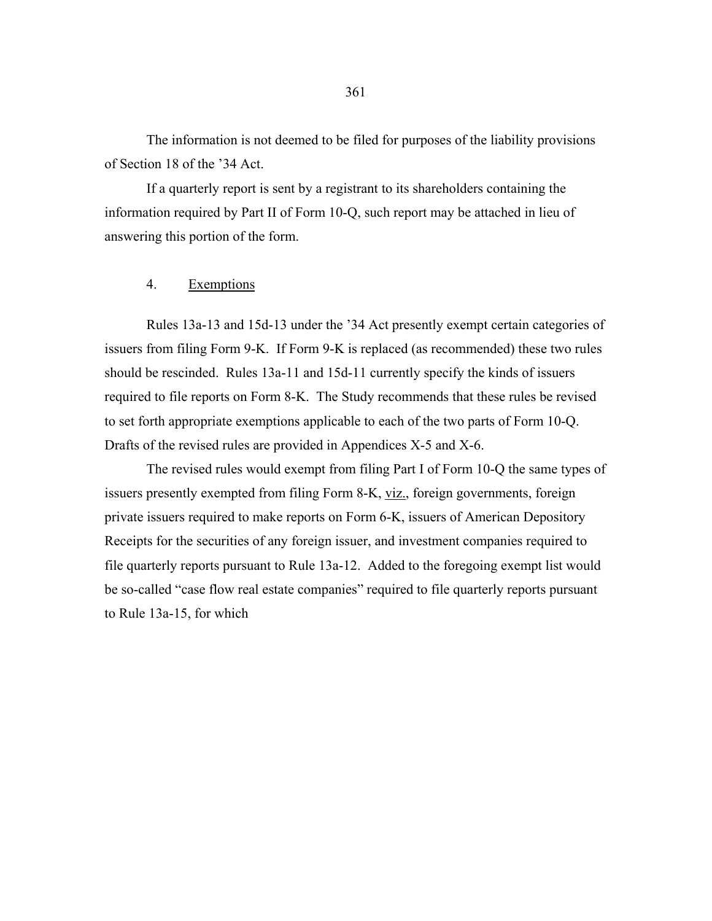The information is not deemed to be filed for purposes of the liability provisions of Section 18 of the '34 Act.

If a quarterly report is sent by a registrant to its shareholders containing the information required by Part II of Form 10-Q, such report may be attached in lieu of answering this portion of the form.

### 4. Exemptions

Rules 13a-13 and 15d-13 under the '34 Act presently exempt certain categories of issuers from filing Form 9-K. If Form 9-K is replaced (as recommended) these two rules should be rescinded. Rules 13a-11 and 15d-11 currently specify the kinds of issuers required to file reports on Form 8-K. The Study recommends that these rules be revised to set forth appropriate exemptions applicable to each of the two parts of Form 10-Q. Drafts of the revised rules are provided in Appendices X-5 and X-6.

The revised rules would exempt from filing Part I of Form 10-Q the same types of issuers presently exempted from filing Form 8-K, viz., foreign governments, foreign private issuers required to make reports on Form 6-K, issuers of American Depository Receipts for the securities of any foreign issuer, and investment companies required to file quarterly reports pursuant to Rule 13a-12. Added to the foregoing exempt list would be so-called "case flow real estate companies" required to file quarterly reports pursuant to Rule 13a-15, for which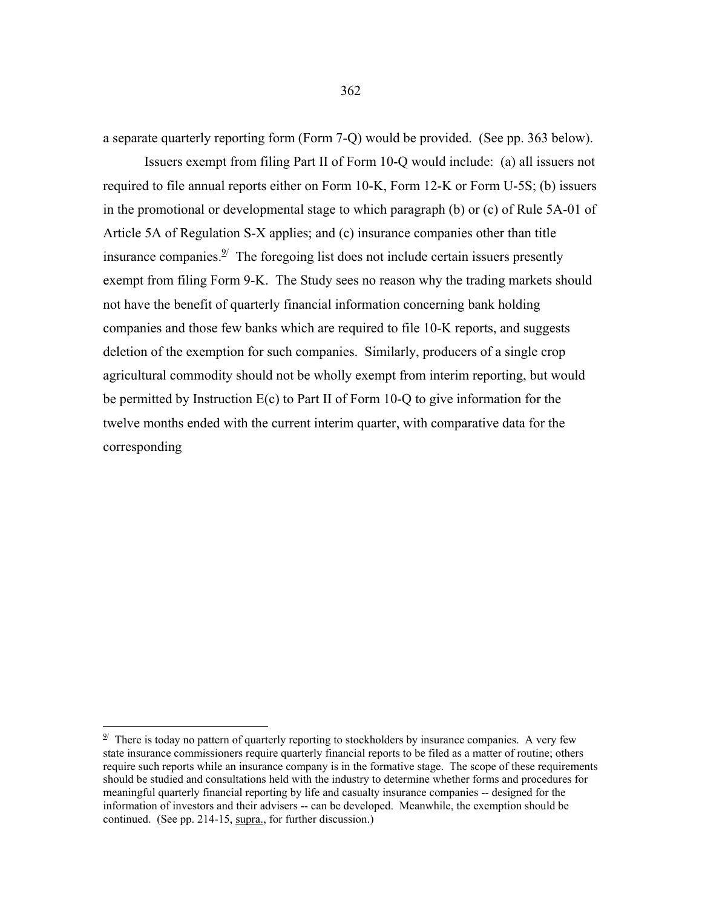a separate quarterly reporting form (Form 7-Q) would be provided. (See pp. 363 below).

Issuers exempt from filing Part II of Form 10-Q would include: (a) all issuers not required to file annual reports either on Form 10-K, Form 12-K or Form U-5S; (b) issuers in the promotional or developmental stage to which paragraph (b) or (c) of Rule 5A-01 of Article 5A of Regulation S-X applies; and (c) insurance companies other than title insurance companies.[9] The foregoing list does not include certain issuers presently exempt from filing Form 9-K. The Study sees no reason why the trading markets should not have the benefit of quarterly financial information concerning bank holding companies and those few banks which are required to file 10-K reports, and suggests deletion of the exemption for such companies. Similarly, producers of a single crop agricultural commodity should not be wholly exempt from interim reporting, but would be permitted by Instruction E(c) to Part II of Form 10-Q to give information for the twelve months ended with the current interim quarter, with comparative data for the corresponding

---

[9] There is today no pattern of quarterly reporting to stockholders by insurance companies. A very few state insurance commissioners require quarterly financial reports to be filed as a matter of routine; others require such reports while an insurance company is in the formative stage. The scope of these requirements should be studied and consultations held with the industry to determine whether forms and procedures for meaningful quarterly financial reporting by life and casualty insurance companies -- designed for the information of investors and their advisers -- can be developed. Meanwhile, the exemption should be continued. (See pp. 214-15, supra., for further discussion.)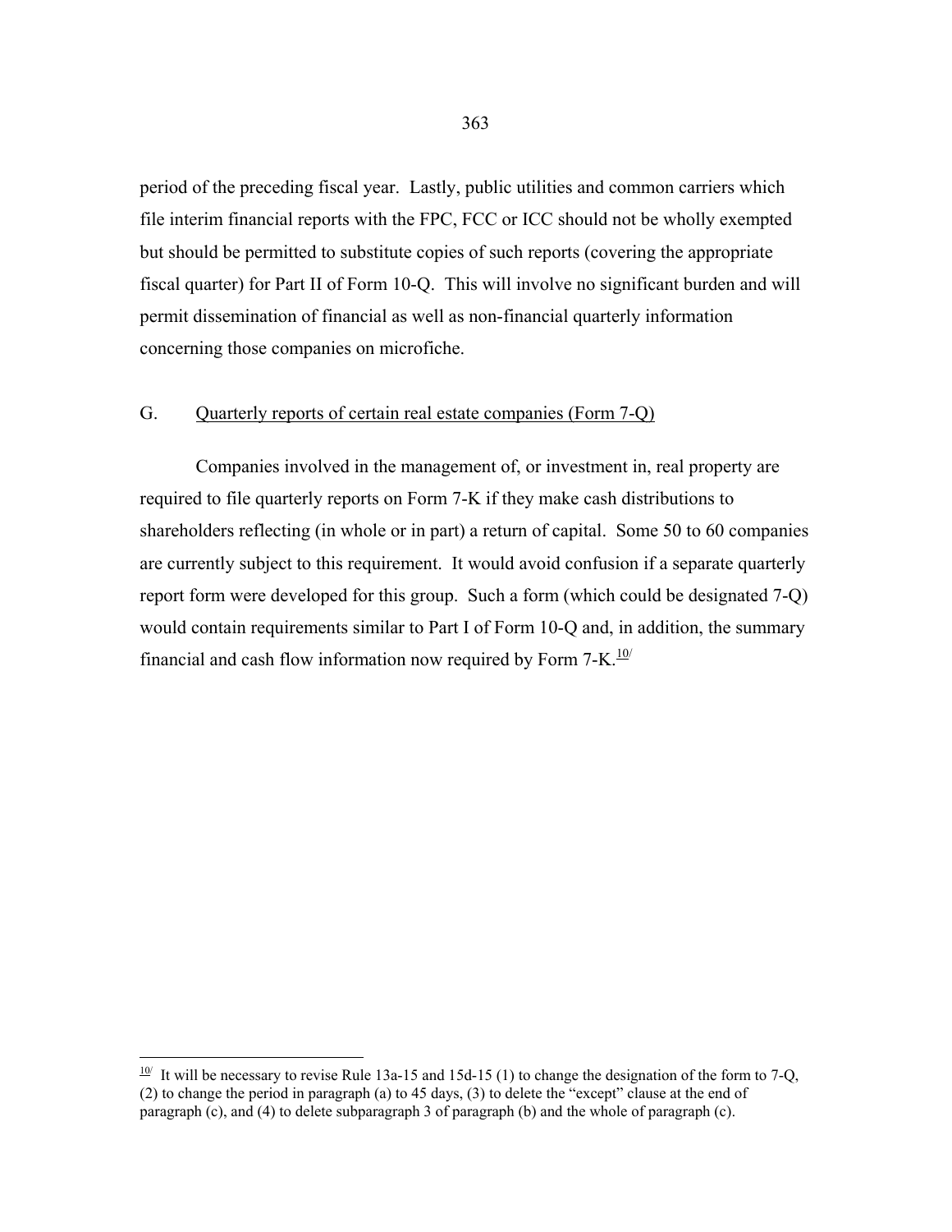period of the preceding fiscal year. Lastly, public utilities and common carriers which file interim financial reports with the FPC, FCC or ICC should not be wholly exempted but should be permitted to substitute copies of such reports (covering the appropriate fiscal quarter) for Part II of Form 10-Q. This will involve no significant burden and will permit dissemination of financial as well as non-financial quarterly information concerning those companies on microfiche.

## G. Quarterly reports of certain real estate companies (Form 7-Q)

Companies involved in the management of, or investment in, real property are required to file quarterly reports on Form 7-K if they make cash distributions to shareholders reflecting (in whole or in part) a return of capital. Some 50 to 60 companies are currently subject to this requirement. It would avoid confusion if a separate quarterly report form were developed for this group. Such a form (which could be designated 7-Q) would contain requirements similar to Part I of Form 10-Q and, in addition, the summary financial and cash flow information now required by Form 7-K.[10]

---

[10] It will be necessary to revise Rule 13a-15 and 15d-15 (1) to change the designation of the form to 7-Q, (2) to change the period in paragraph (a) to 45 days, (3) to delete the "except" clause at the end of paragraph (c), and (4) to delete subparagraph 3 of paragraph (b) and the whole of paragraph (c).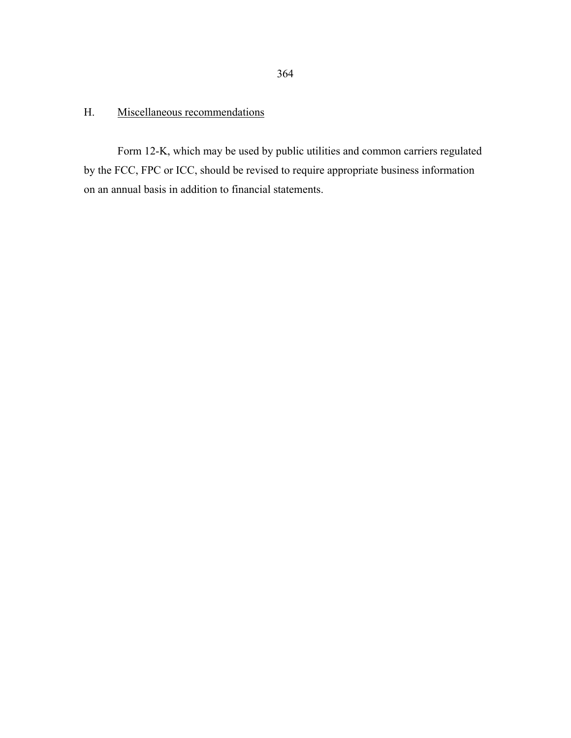## H. Miscellaneous recommendations

Form 12-K, which may be used by public utilities and common carriers regulated by the FCC, FPC or ICC, should be revised to require appropriate business information on an annual basis in addition to financial statements.